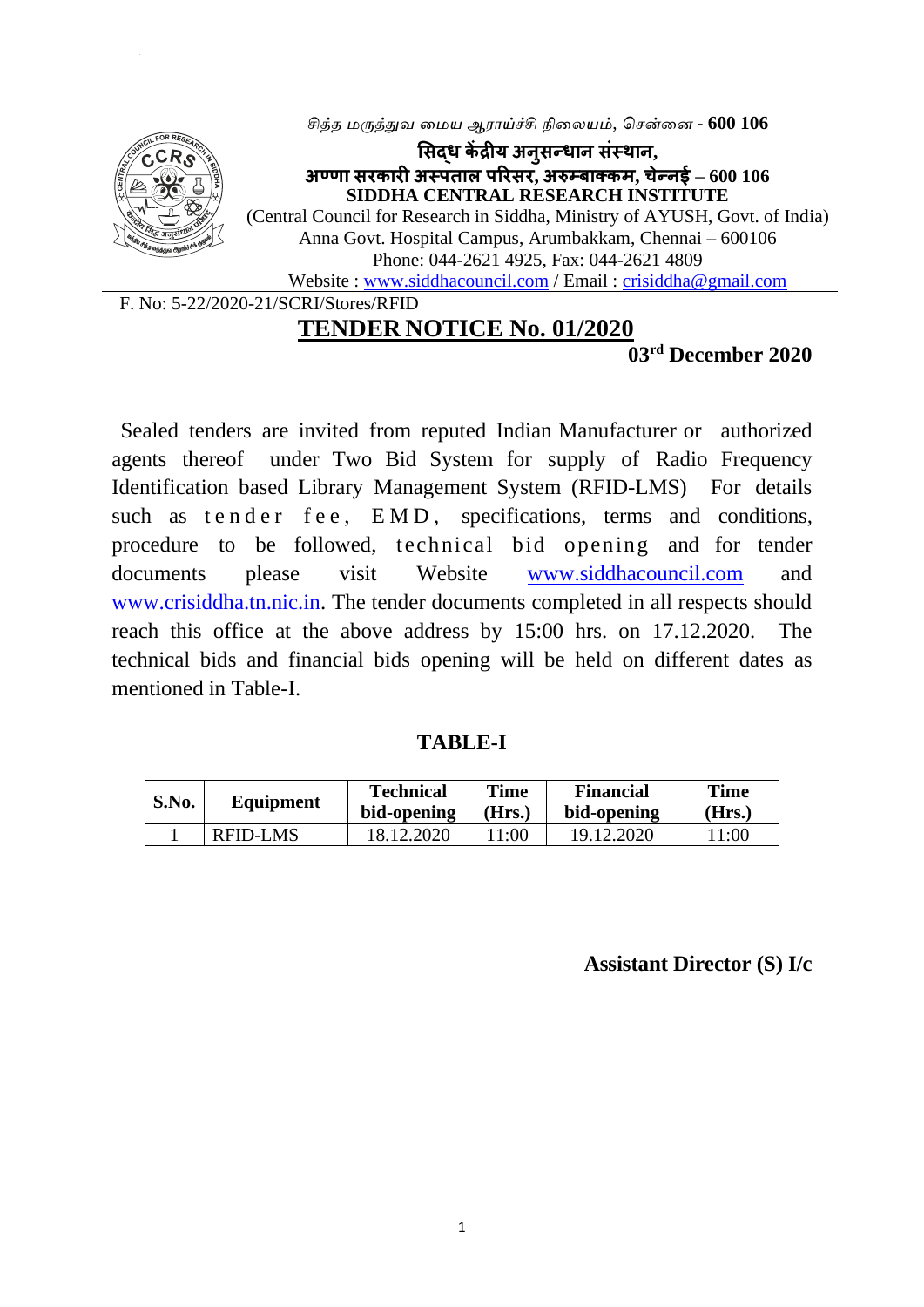சித்த மருத்துவ மைய ஆராய்ச்சி நிலையம், சென்னை - **600 106**

**सिद्ध केंद्रीय अनुसन्धान संस्थान,**

**अण्णा सरकारी अस्पताल परिसर, अरुम्बाक्कम, चेन्नई – 600 106**

**SIDDHA CENTRAL RESEARCH INSTITUTE**

(Central Council for Research in Siddha, Ministry of AYUSH, Govt. of India)

Anna Govt. Hospital Campus, Arumbakkam, Chennai – 600106

Phone: 044-2621 4925, Fax: 044-2621 4809

Website : www.siddhacouncil.com / Email : crisiddha@gmail.com

F. No: 5-22/2020-21/SCRI/Stores/RFID

# TENDER NOTICE No. 01/2020

**03rd December 2020**

Sealed tenders are invited from reputed Indian Manufacturer or authorized agents thereof under Two Bid System for supply of Radio Frequency Identification based Library Management System (RFID-LMS) For details such as tender fee, EMD, specifications, terms and conditions, procedure to be followed, technical bid opening and for tender documents please visit Website www.siddhacouncil.com and www.crisiddha.tn.nic.in. The tender documents completed in all respects should reach this office at the above address by 15:00 hrs. on 17.12.2020. The technical bids and financial bids opening will be held on different dates as mentioned in Table-I.

## TABLE-I

| S.No. | Equipment | Technical bid-opening | Time (Hrs.) | Financial bid-opening | Time (Hrs.) |
|---|---|---|---|---|---|
| 1 | RFID-LMS | 18.12.2020 | 11:00 | 19.12.2020 | 11:00 |

**Assistant Director (S) I/c**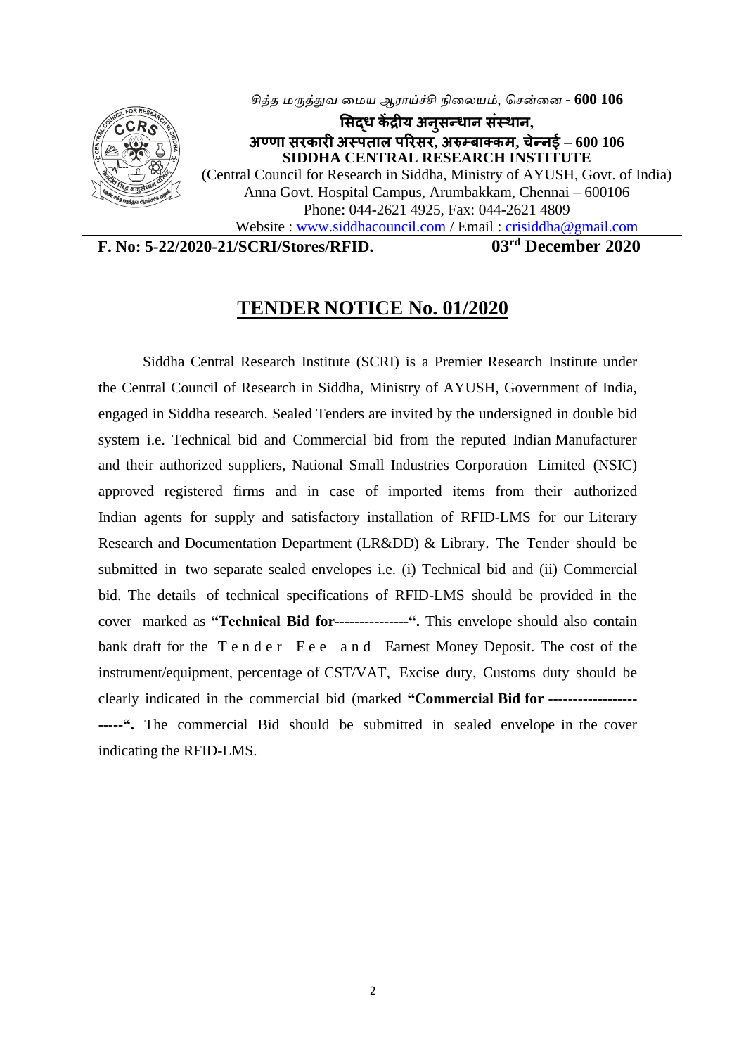சித்த மருத்துவ மைய ஆராய்ச்சி நிலையம், சென்னை - **600 106**

**सिद्ध केंद्रीय अनुसन्धान संस्थान,**

**अण्णा सरकारी अस्पताल परिसर, अरुम्बाक्कम, चेन्नई – 600 106**

**SIDDHA CENTRAL RESEARCH INSTITUTE**

(Central Council for Research in Siddha, Ministry of AYUSH, Govt. of India)

Anna Govt. Hospital Campus, Arumbakkam, Chennai – 600106

Phone: 044-2621 4925, Fax: 044-2621 4809

Website : www.siddhacouncil.com / Email : crisiddha@gmail.com

**F. No: 5-22/2020-21/SCRI/Stores/RFID.** **03rd December 2020**

# TENDER NOTICE No. 01/2020

Siddha Central Research Institute (SCRI) is a Premier Research Institute under the Central Council of Research in Siddha, Ministry of AYUSH, Government of India, engaged in Siddha research. Sealed Tenders are invited by the undersigned in double bid system i.e. Technical bid and Commercial bid from the reputed Indian Manufacturer and their authorized suppliers, National Small Industries Corporation Limited (NSIC) approved registered firms and in case of imported items from their authorized Indian agents for supply and satisfactory installation of RFID-LMS for our Literary Research and Documentation Department (LR&DD) & Library. The Tender should be submitted in two separate sealed envelopes i.e. (i) Technical bid and (ii) Commercial bid. The details of technical specifications of RFID-LMS should be provided in the cover marked as **"Technical Bid for---------------".** This envelope should also contain bank draft for the Tender Fee and Earnest Money Deposit. The cost of the instrument/equipment, percentage of CST/VAT, Excise duty, Customs duty should be clearly indicated in the commercial bid (marked **"Commercial Bid for -----------------------".** The commercial Bid should be submitted in sealed envelope in the cover indicating the RFID-LMS.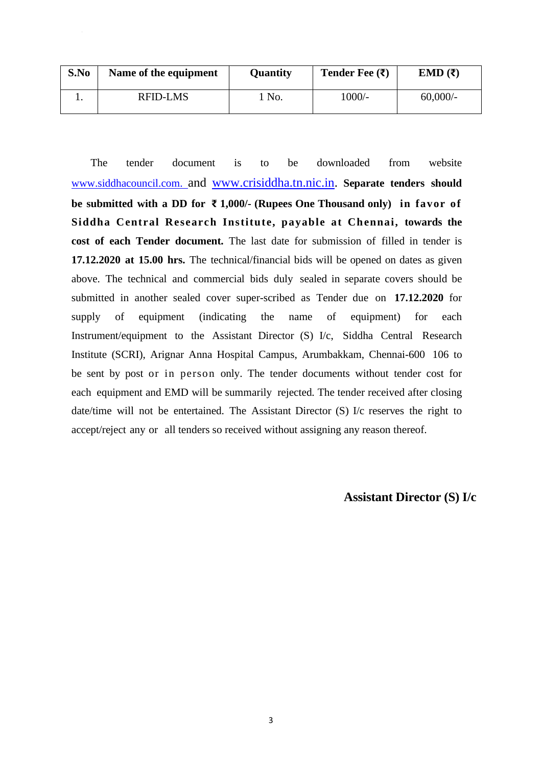| S.No | Name of the equipment | Quantity | Tender Fee (₹) | EMD (₹) |
|---|---|---|---|---|
| 1. | RFID-LMS | 1 No. | 1000/- | 60,000/- |

The tender document is to be downloaded from website www.siddhacouncil.com. and www.crisiddha.tn.nic.in. **Separate tenders should be submitted with a DD for ₹ 1,000/- (Rupees One Thousand only) in favor of Siddha Central Research Institute, payable at Chennai, towards the cost of each Tender document.** The last date for submission of filled in tender is **17.12.2020 at 15.00 hrs.** The technical/financial bids will be opened on dates as given above. The technical and commercial bids duly sealed in separate covers should be submitted in another sealed cover super-scribed as Tender due on **17.12.2020** for supply of equipment (indicating the name of equipment) for each Instrument/equipment to the Assistant Director (S) I/c, Siddha Central Research Institute (SCRI), Arignar Anna Hospital Campus, Arumbakkam, Chennai-600 106 to be sent by post or in person only. The tender documents without tender cost for each equipment and EMD will be summarily rejected. The tender received after closing date/time will not be entertained. The Assistant Director (S) I/c reserves the right to accept/reject any or all tenders so received without assigning any reason thereof.

**Assistant Director (S) I/c**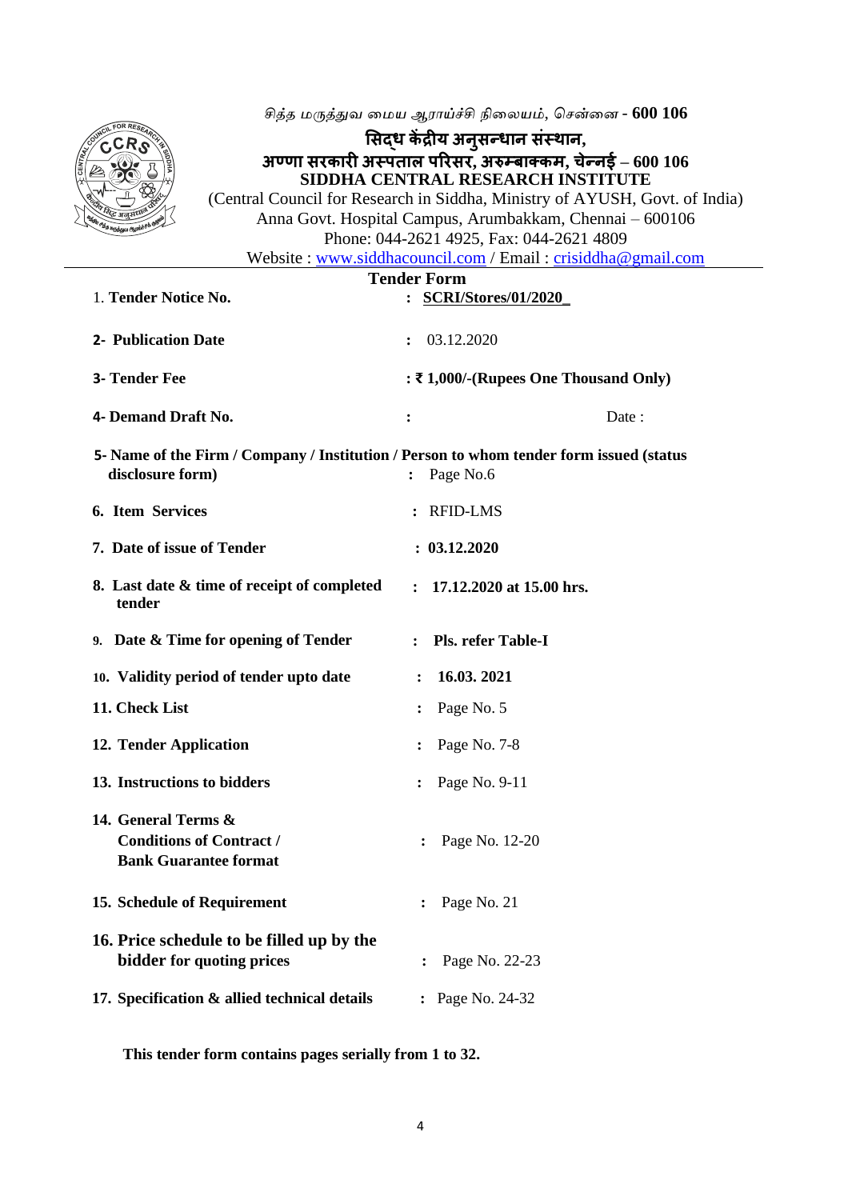சித்த மருத்துவ மைய ஆராய்ச்சி நிலையம், சென்னை - **600 106**

**सिद्ध केंद्रीय अनुसन्धान संस्थान,**

**अण्णा सरकारी अस्पताल परिसर, अरुम्बाक्कम, चेन्नई – 600 106**

**SIDDHA CENTRAL RESEARCH INSTITUTE**

(Central Council for Research in Siddha, Ministry of AYUSH, Govt. of India)

Anna Govt. Hospital Campus, Arumbakkam, Chennai – 600106

Phone: 044-2621 4925, Fax: 044-2621 4809

Website : www.siddhacouncil.com / Email : crisiddha@gmail.com

## Tender Form

| | | |
|---|---|---|
| 1. **Tender Notice No.** | : | **SCRI/Stores/01/2020_** |
| **2- Publication Date** | : | 03.12.2020 |
| **3- Tender Fee** | : | **₹ 1,000/-(Rupees One Thousand Only)** |
| **4- Demand Draft No.** | : | Date : |
| **5- Name of the Firm / Company / Institution / Person to whom tender form issued (status disclosure form)** | : | Page No.6 |
| **6. Item Services** | : | RFID-LMS |
| **7. Date of issue of Tender** | : | **03.12.2020** |
| **8. Last date & time of receipt of completed tender** | : | **17.12.2020 at 15.00 hrs.** |
| **9. Date & Time for opening of Tender** | : | **Pls. refer Table-I** |
| **10. Validity period of tender upto date** | : | **16.03. 2021** |
| **11. Check List** | : | Page No. 5 |
| **12. Tender Application** | : | Page No. 7-8 |
| **13. Instructions to bidders** | : | Page No. 9-11 |
| **14. General Terms & Conditions of Contract / Bank Guarantee format** | : | Page No. 12-20 |
| **15. Schedule of Requirement** | : | Page No. 21 |
| **16. Price schedule to be filled up by the bidder for quoting prices** | : | Page No. 22-23 |
| **17. Specification & allied technical details** | : | Page No. 24-32 |

**This tender form contains pages serially from 1 to 32.**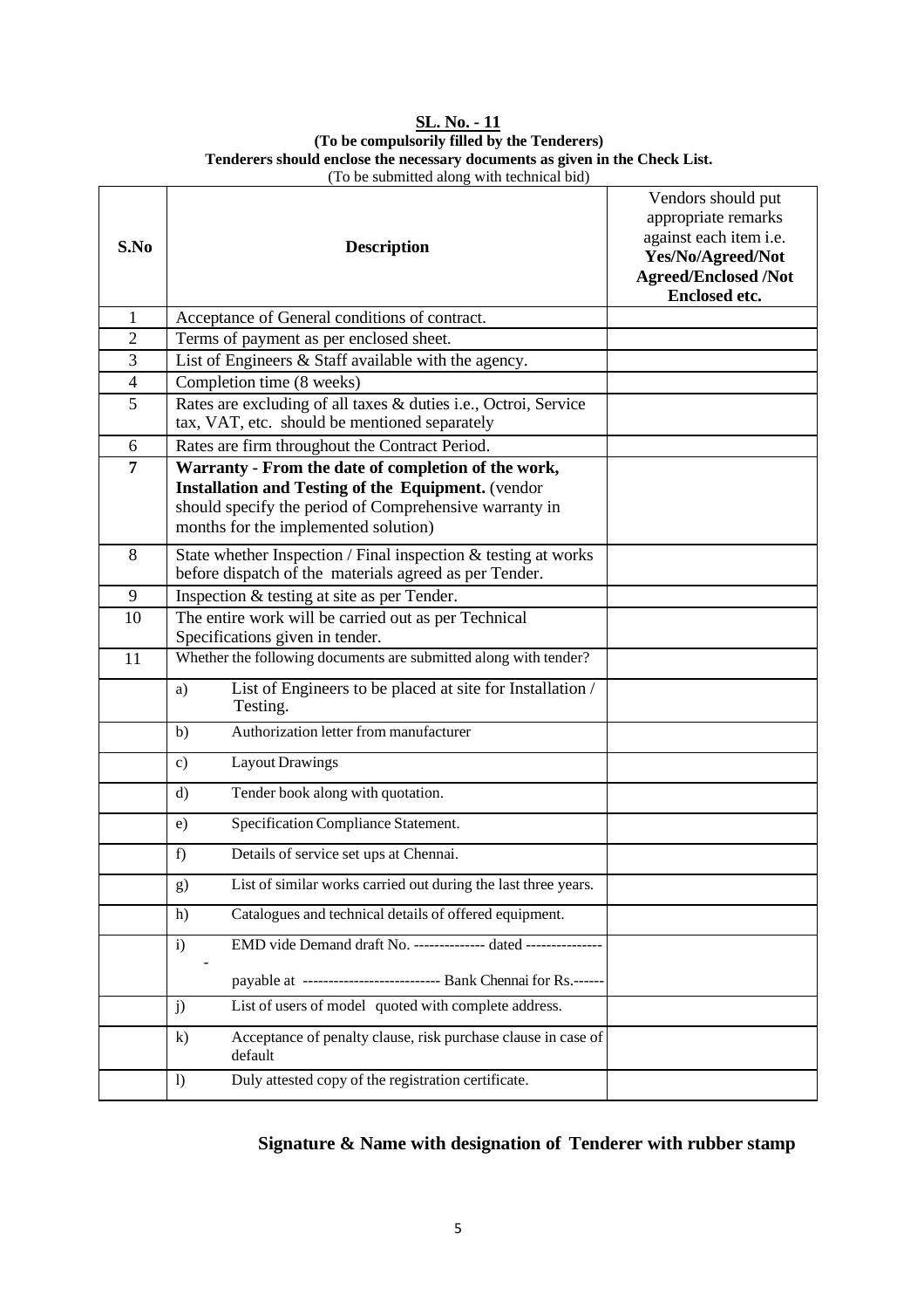**SL. No. - 11**

**(To be compulsorily filled by the Tenderers)**

**Tenderers should enclose the necessary documents as given in the Check List.**

(To be submitted along with technical bid)

| S.No | Description | Vendors should put appropriate remarks against each item i.e. **Yes/No/Agreed/Not Agreed/Enclosed /Not Enclosed etc.** |
|---|---|---|
| 1 | Acceptance of General conditions of contract. | |
| 2 | Terms of payment as per enclosed sheet. | |
| 3 | List of Engineers & Staff available with the agency. | |
| 4 | Completion time (8 weeks) | |
| 5 | Rates are excluding of all taxes & duties i.e., Octroi, Service tax, VAT, etc. should be mentioned separately | |
| 6 | Rates are firm throughout the Contract Period. | |
| **7** | **Warranty - From the date of completion of the work, Installation and Testing of the Equipment.** (vendor should specify the period of Comprehensive warranty in months for the implemented solution) | |
| 8 | State whether Inspection / Final inspection & testing at works before dispatch of the materials agreed as per Tender. | |
| 9 | Inspection & testing at site as per Tender. | |
| 10 | The entire work will be carried out as per Technical Specifications given in tender. | |
| 11 | Whether the following documents are submitted along with tender? | |
| | a) List of Engineers to be placed at site for Installation / Testing. | |
| | b) Authorization letter from manufacturer | |
| | c) Layout Drawings | |
| | d) Tender book along with quotation. | |
| | e) Specification Compliance Statement. | |
| | f) Details of service set ups at Chennai. | |
| | g) List of similar works carried out during the last three years. | |
| | h) Catalogues and technical details of offered equipment. | |
| | i) EMD vide Demand draft No. -------------- dated ---------------- payable at --------------------------- Bank Chennai for Rs.------ | |
| | j) List of users of model quoted with complete address. | |
| | k) Acceptance of penalty clause, risk purchase clause in case of default | |
| | l) Duly attested copy of the registration certificate. | |

**Signature & Name with designation of Tenderer with rubber stamp**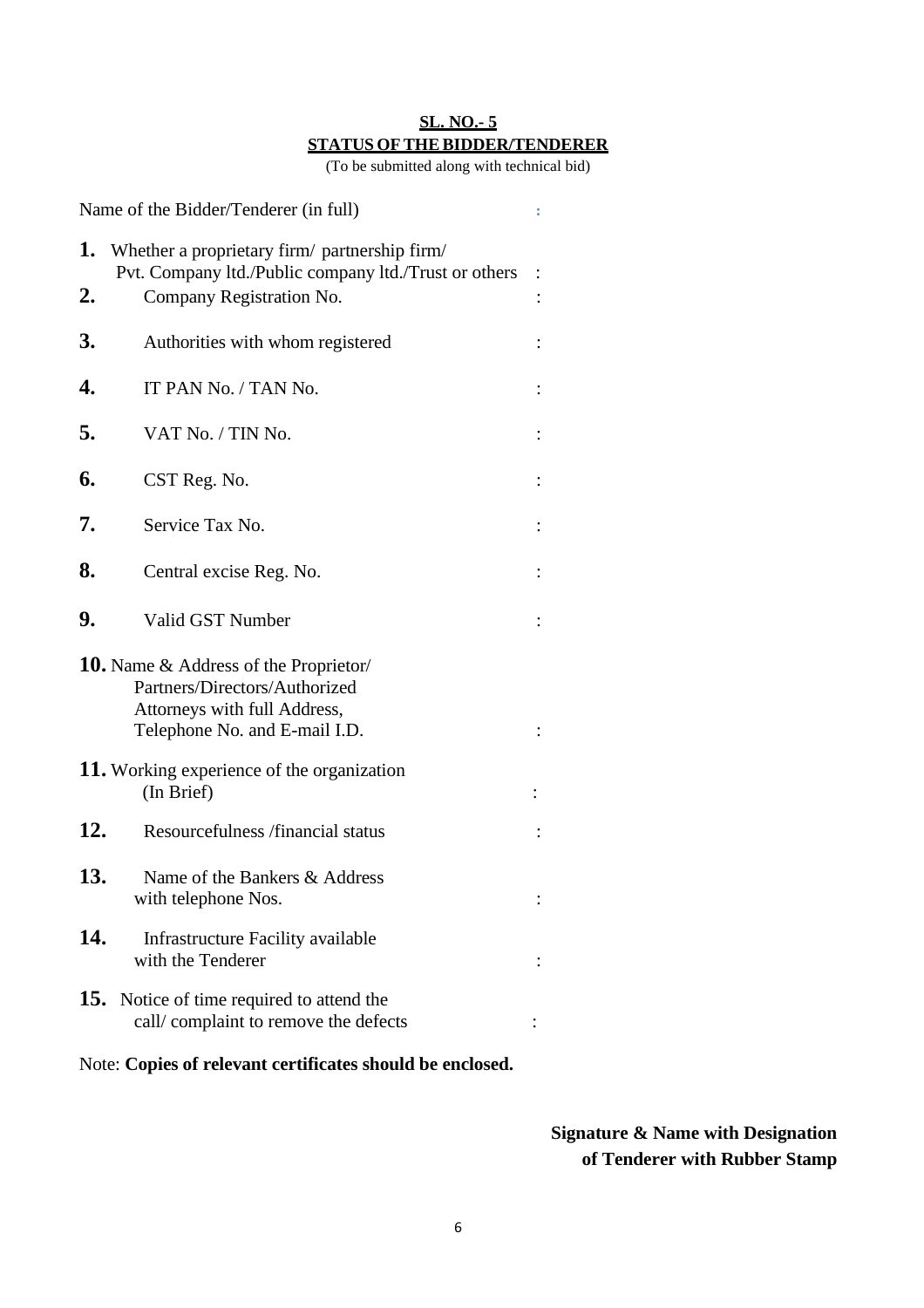**SL. NO.- 5**

**STATUS OF THE BIDDER/TENDERER**

(To be submitted along with technical bid)

Name of the Bidder/Tenderer (in full) :

**1.** Whether a proprietary firm/ partnership firm/ Pvt. Company ltd./Public company ltd./Trust or others :

**2.** Company Registration No. :

**3.** Authorities with whom registered :

**4.** IT PAN No. / TAN No. :

**5.** VAT No. / TIN No. :

**6.** CST Reg. No. :

**7.** Service Tax No. :

**8.** Central excise Reg. No. :

**9.** Valid GST Number :

**10.** Name & Address of the Proprietor/ Partners/Directors/Authorized Attorneys with full Address, Telephone No. and E-mail I.D. :

**11.** Working experience of the organization (In Brief) :

**12.** Resourcefulness /financial status :

**13.** Name of the Bankers & Address with telephone Nos. :

**14.** Infrastructure Facility available with the Tenderer :

**15.** Notice of time required to attend the call/ complaint to remove the defects :

Note: **Copies of relevant certificates should be enclosed.**

**Signature & Name with Designation of Tenderer with Rubber Stamp**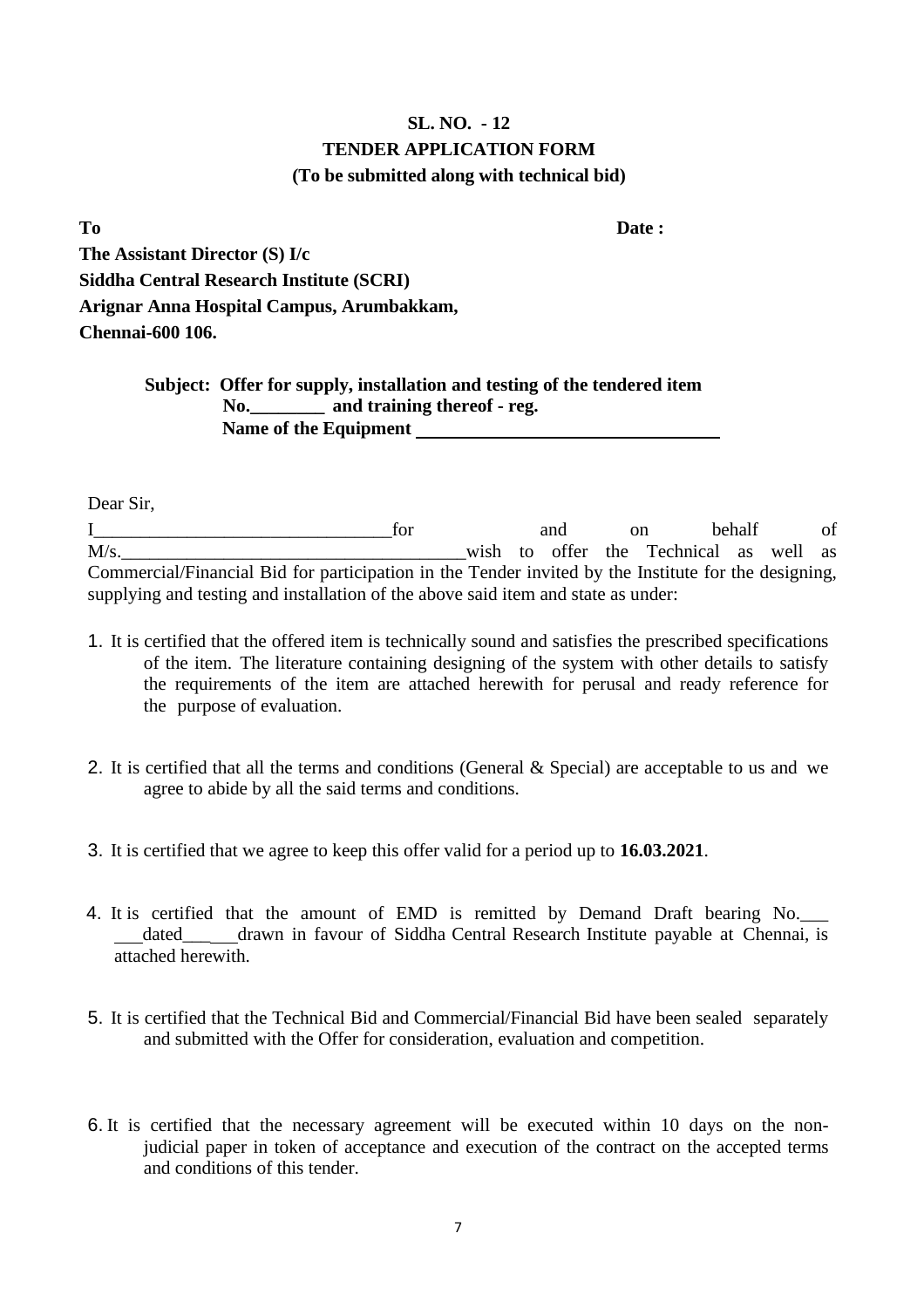**SL. NO. - 12**

**TENDER APPLICATION FORM**

**(To be submitted along with technical bid)**

**To** **Date :**

**The Assistant Director (S) I/c**
**Siddha Central Research Institute (SCRI)**
**Arignar Anna Hospital Campus, Arumbakkam,**
**Chennai-600 106.**

**Subject: Offer for supply, installation and testing of the tendered item No.________ and training thereof - reg.**
**Name of the Equipment ________________________________**

Dear Sir,

I________________________________for and on behalf of M/s.______________________________________wish to offer the Technical as well as Commercial/Financial Bid for participation in the Tender invited by the Institute for the designing, supplying and testing and installation of the above said item and state as under:

1. It is certified that the offered item is technically sound and satisfies the prescribed specifications of the item. The literature containing designing of the system with other details to satisfy the requirements of the item are attached herewith for perusal and ready reference for the purpose of evaluation.

2. It is certified that all the terms and conditions (General & Special) are acceptable to us and we agree to abide by all the said terms and conditions.

3. It is certified that we agree to keep this offer valid for a period up to **16.03.2021**.

4. It is certified that the amount of EMD is remitted by Demand Draft bearing No.______dated______drawn in favour of Siddha Central Research Institute payable at Chennai, is attached herewith.

5. It is certified that the Technical Bid and Commercial/Financial Bid have been sealed separately and submitted with the Offer for consideration, evaluation and competition.

6. It is certified that the necessary agreement will be executed within 10 days on the non-judicial paper in token of acceptance and execution of the contract on the accepted terms and conditions of this tender.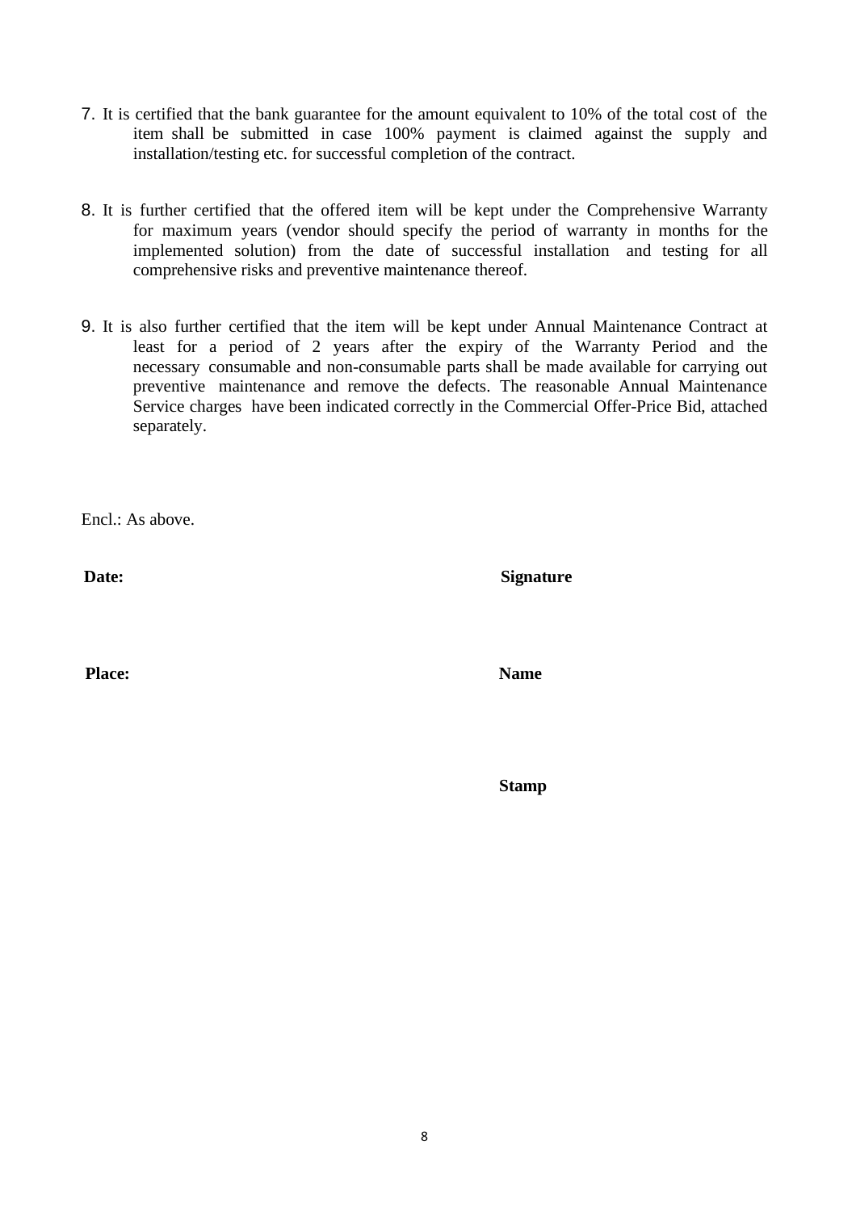7. It is certified that the bank guarantee for the amount equivalent to 10% of the total cost of the item shall be submitted in case 100% payment is claimed against the supply and installation/testing etc. for successful completion of the contract.

8. It is further certified that the offered item will be kept under the Comprehensive Warranty for maximum years (vendor should specify the period of warranty in months for the implemented solution) from the date of successful installation and testing for all comprehensive risks and preventive maintenance thereof.

9. It is also further certified that the item will be kept under Annual Maintenance Contract at least for a period of 2 years after the expiry of the Warranty Period and the necessary consumable and non-consumable parts shall be made available for carrying out preventive maintenance and remove the defects. The reasonable Annual Maintenance Service charges have been indicated correctly in the Commercial Offer-Price Bid, attached separately.

Encl.: As above.

**Date:** **Signature**

**Place:** **Name**

**Stamp**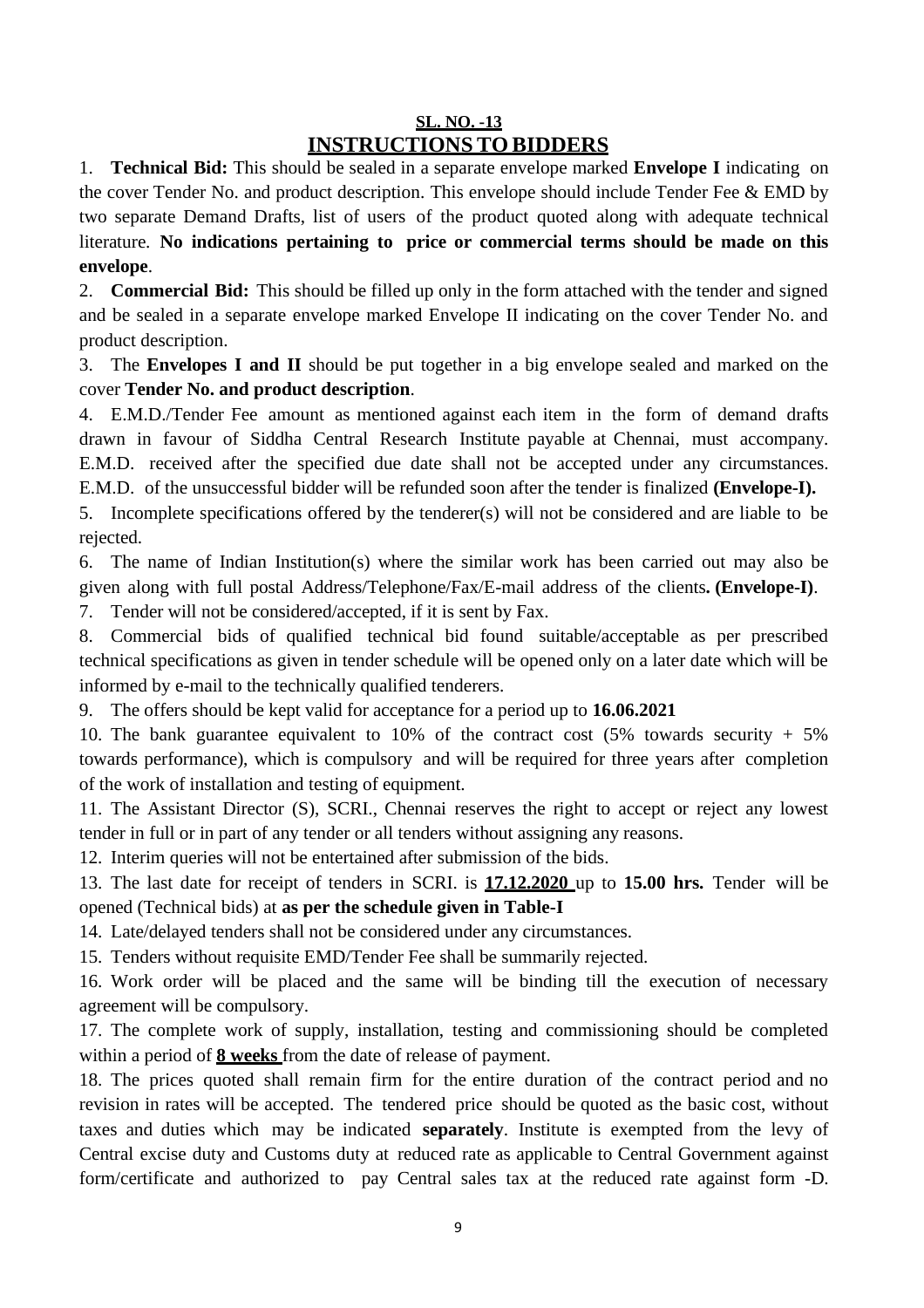**SL. NO. -13**

# INSTRUCTIONS TO BIDDERS

1. **Technical Bid:** This should be sealed in a separate envelope marked **Envelope I** indicating on the cover Tender No. and product description. This envelope should include Tender Fee & EMD by two separate Demand Drafts, list of users of the product quoted along with adequate technical literature. **No indications pertaining to price or commercial terms should be made on this envelope**.
2. **Commercial Bid:** This should be filled up only in the form attached with the tender and signed and be sealed in a separate envelope marked Envelope II indicating on the cover Tender No. and product description.
3. The **Envelopes I and II** should be put together in a big envelope sealed and marked on the cover **Tender No. and product description**.
4. E.M.D./Tender Fee amount as mentioned against each item in the form of demand drafts drawn in favour of Siddha Central Research Institute payable at Chennai, must accompany. E.M.D. received after the specified due date shall not be accepted under any circumstances. E.M.D. of the unsuccessful bidder will be refunded soon after the tender is finalized **(Envelope-I).**
5. Incomplete specifications offered by the tenderer(s) will not be considered and are liable to be rejected.
6. The name of Indian Institution(s) where the similar work has been carried out may also be given along with full postal Address/Telephone/Fax/E-mail address of the clients**. (Envelope-I)**.
7. Tender will not be considered/accepted, if it is sent by Fax.
8. Commercial bids of qualified technical bid found suitable/acceptable as per prescribed technical specifications as given in tender schedule will be opened only on a later date which will be informed by e-mail to the technically qualified tenderers.
9. The offers should be kept valid for acceptance for a period up to **16.06.2021**
10. The bank guarantee equivalent to 10% of the contract cost (5% towards security + 5% towards performance), which is compulsory and will be required for three years after completion of the work of installation and testing of equipment.
11. The Assistant Director (S), SCRI., Chennai reserves the right to accept or reject any lowest tender in full or in part of any tender or all tenders without assigning any reasons.
12. Interim queries will not be entertained after submission of the bids.
13. The last date for receipt of tenders in SCRI. is **17.12.2020** up to **15.00 hrs.** Tender will be opened (Technical bids) at **as per the schedule given in Table-I**
14. Late/delayed tenders shall not be considered under any circumstances.
15. Tenders without requisite EMD/Tender Fee shall be summarily rejected.
16. Work order will be placed and the same will be binding till the execution of necessary agreement will be compulsory.
17. The complete work of supply, installation, testing and commissioning should be completed within a period of **8 weeks** from the date of release of payment.
18. The prices quoted shall remain firm for the entire duration of the contract period and no revision in rates will be accepted. The tendered price should be quoted as the basic cost, without taxes and duties which may be indicated **separately**. Institute is exempted from the levy of Central excise duty and Customs duty at reduced rate as applicable to Central Government against form/certificate and authorized to pay Central sales tax at the reduced rate against form -D.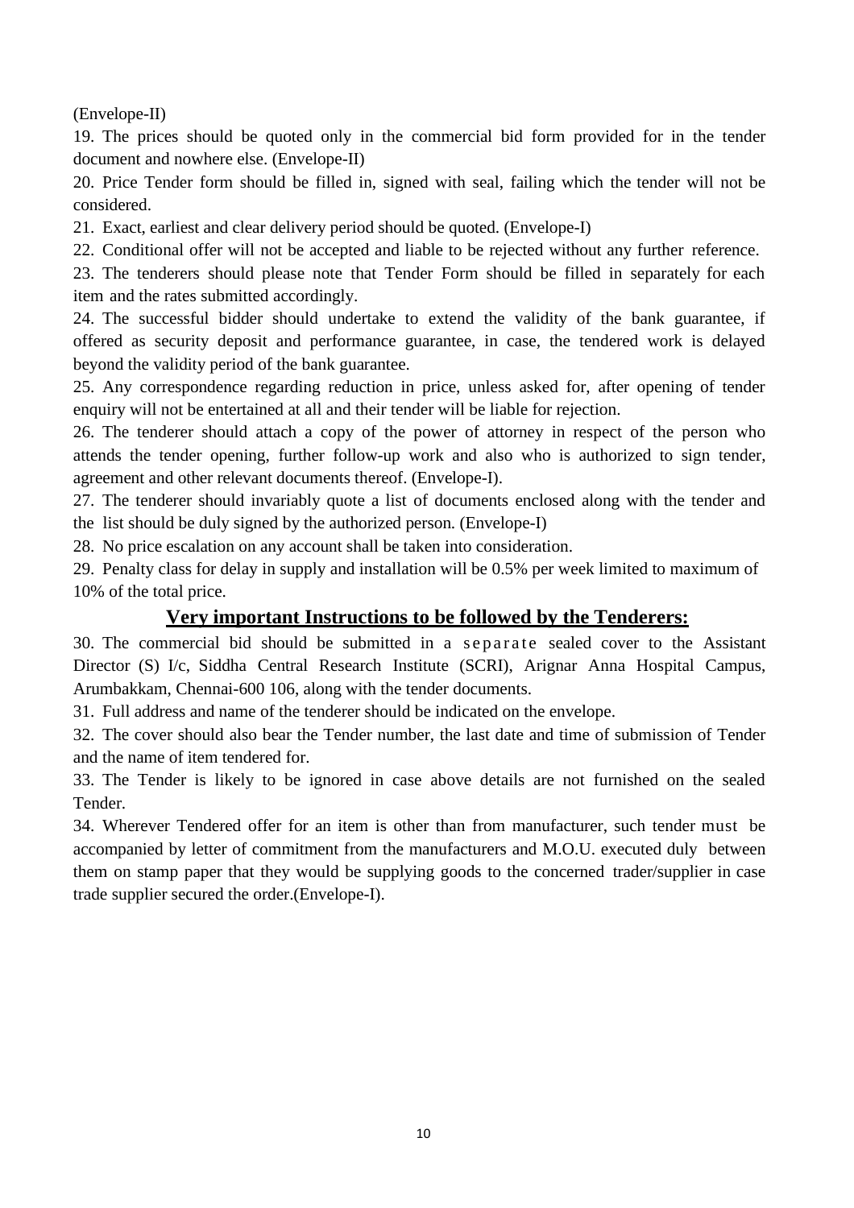(Envelope-II)

19. The prices should be quoted only in the commercial bid form provided for in the tender document and nowhere else. (Envelope-II)

20. Price Tender form should be filled in, signed with seal, failing which the tender will not be considered.

21. Exact, earliest and clear delivery period should be quoted. (Envelope-I)

22. Conditional offer will not be accepted and liable to be rejected without any further reference.

23. The tenderers should please note that Tender Form should be filled in separately for each item and the rates submitted accordingly.

24. The successful bidder should undertake to extend the validity of the bank guarantee, if offered as security deposit and performance guarantee, in case, the tendered work is delayed beyond the validity period of the bank guarantee.

25. Any correspondence regarding reduction in price, unless asked for, after opening of tender enquiry will not be entertained at all and their tender will be liable for rejection.

26. The tenderer should attach a copy of the power of attorney in respect of the person who attends the tender opening, further follow-up work and also who is authorized to sign tender, agreement and other relevant documents thereof. (Envelope-I).

27. The tenderer should invariably quote a list of documents enclosed along with the tender and the list should be duly signed by the authorized person. (Envelope-I)

28. No price escalation on any account shall be taken into consideration.

29. Penalty class for delay in supply and installation will be 0.5% per week limited to maximum of 10% of the total price.

## **Very important Instructions to be followed by the Tenderers:**

30. The commercial bid should be submitted in a separate sealed cover to the Assistant Director (S) I/c, Siddha Central Research Institute (SCRI), Arignar Anna Hospital Campus, Arumbakkam, Chennai-600 106, along with the tender documents.

31. Full address and name of the tenderer should be indicated on the envelope.

32. The cover should also bear the Tender number, the last date and time of submission of Tender and the name of item tendered for.

33. The Tender is likely to be ignored in case above details are not furnished on the sealed Tender.

34. Wherever Tendered offer for an item is other than from manufacturer, such tender must be accompanied by letter of commitment from the manufacturers and M.O.U. executed duly between them on stamp paper that they would be supplying goods to the concerned trader/supplier in case trade supplier secured the order.(Envelope-I).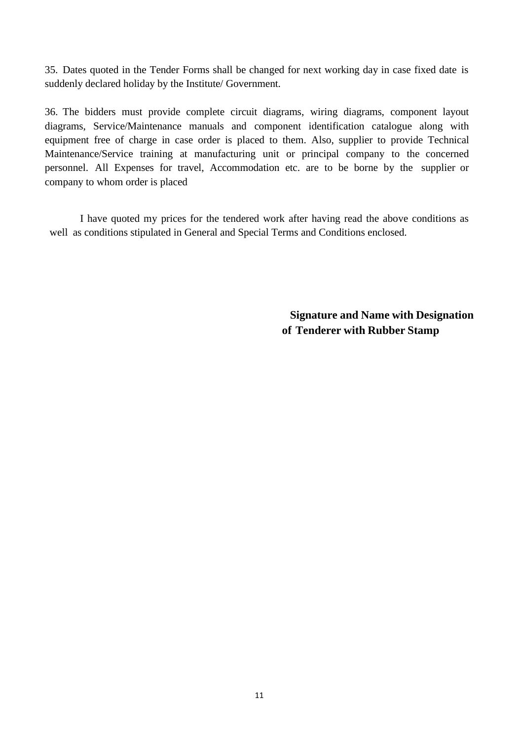35. Dates quoted in the Tender Forms shall be changed for next working day in case fixed date is suddenly declared holiday by the Institute/ Government.

36. The bidders must provide complete circuit diagrams, wiring diagrams, component layout diagrams, Service/Maintenance manuals and component identification catalogue along with equipment free of charge in case order is placed to them. Also, supplier to provide Technical Maintenance/Service training at manufacturing unit or principal company to the concerned personnel. All Expenses for travel, Accommodation etc. are to be borne by the supplier or company to whom order is placed

I have quoted my prices for the tendered work after having read the above conditions as well as conditions stipulated in General and Special Terms and Conditions enclosed.

**Signature and Name with Designation of Tenderer with Rubber Stamp**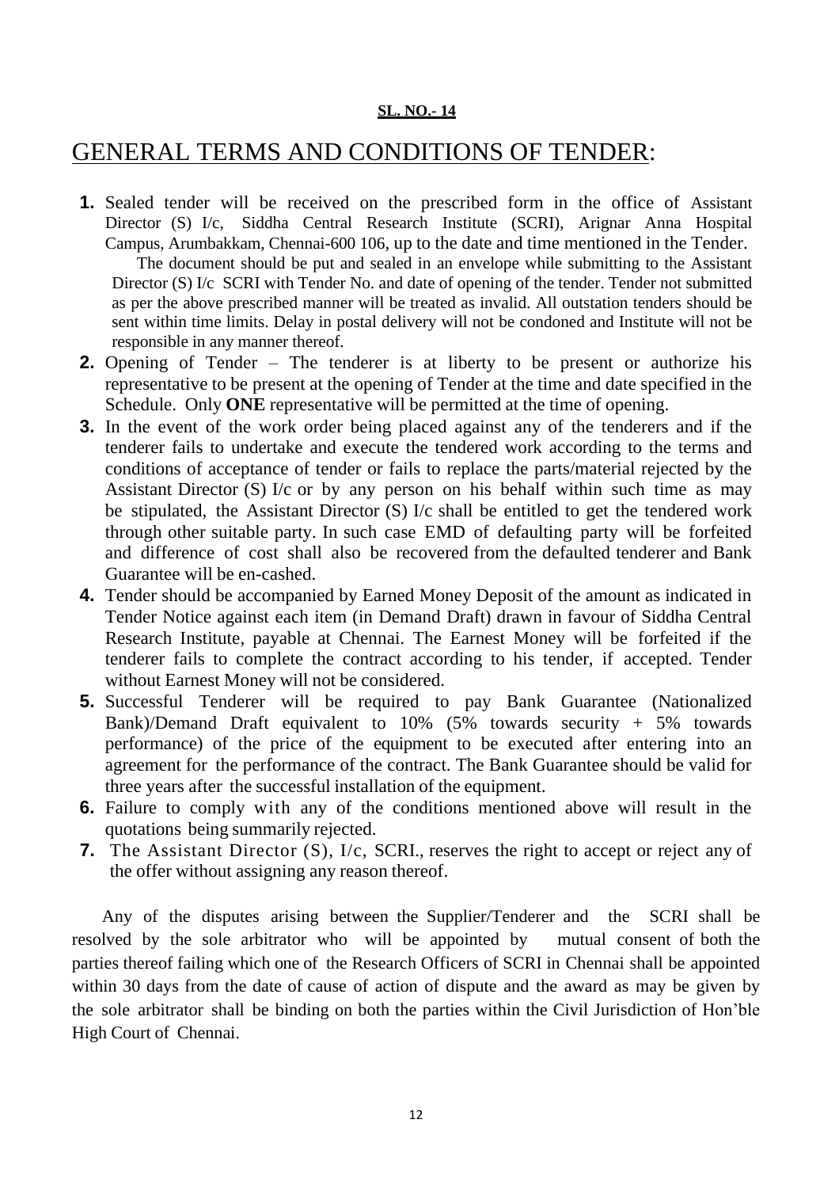**SL. NO.- 14**

# GENERAL TERMS AND CONDITIONS OF TENDER:

1. Sealed tender will be received on the prescribed form in the office of Assistant Director (S) I/c, Siddha Central Research Institute (SCRI), Arignar Anna Hospital Campus, Arumbakkam, Chennai-600 106, up to the date and time mentioned in the Tender.

   The document should be put and sealed in an envelope while submitting to the Assistant Director (S) I/c SCRI with Tender No. and date of opening of the tender. Tender not submitted as per the above prescribed manner will be treated as invalid. All outstation tenders should be sent within time limits. Delay in postal delivery will not be condoned and Institute will not be responsible in any manner thereof.
2. Opening of Tender – The tenderer is at liberty to be present or authorize his representative to be present at the opening of Tender at the time and date specified in the Schedule. Only **ONE** representative will be permitted at the time of opening.
3. In the event of the work order being placed against any of the tenderers and if the tenderer fails to undertake and execute the tendered work according to the terms and conditions of acceptance of tender or fails to replace the parts/material rejected by the Assistant Director (S) I/c or by any person on his behalf within such time as may be stipulated, the Assistant Director (S) I/c shall be entitled to get the tendered work through other suitable party. In such case EMD of defaulting party will be forfeited and difference of cost shall also be recovered from the defaulted tenderer and Bank Guarantee will be en-cashed.
4. Tender should be accompanied by Earned Money Deposit of the amount as indicated in Tender Notice against each item (in Demand Draft) drawn in favour of Siddha Central Research Institute, payable at Chennai. The Earnest Money will be forfeited if the tenderer fails to complete the contract according to his tender, if accepted. Tender without Earnest Money will not be considered.
5. Successful Tenderer will be required to pay Bank Guarantee (Nationalized Bank)/Demand Draft equivalent to 10% (5% towards security + 5% towards performance) of the price of the equipment to be executed after entering into an agreement for the performance of the contract. The Bank Guarantee should be valid for three years after the successful installation of the equipment.
6. Failure to comply with any of the conditions mentioned above will result in the quotations being summarily rejected.
7. The Assistant Director (S), I/c, SCRI., reserves the right to accept or reject any of the offer without assigning any reason thereof.

Any of the disputes arising between the Supplier/Tenderer and the SCRI shall be resolved by the sole arbitrator who will be appointed by mutual consent of both the parties thereof failing which one of the Research Officers of SCRI in Chennai shall be appointed within 30 days from the date of cause of action of dispute and the award as may be given by the sole arbitrator shall be binding on both the parties within the Civil Jurisdiction of Hon'ble High Court of Chennai.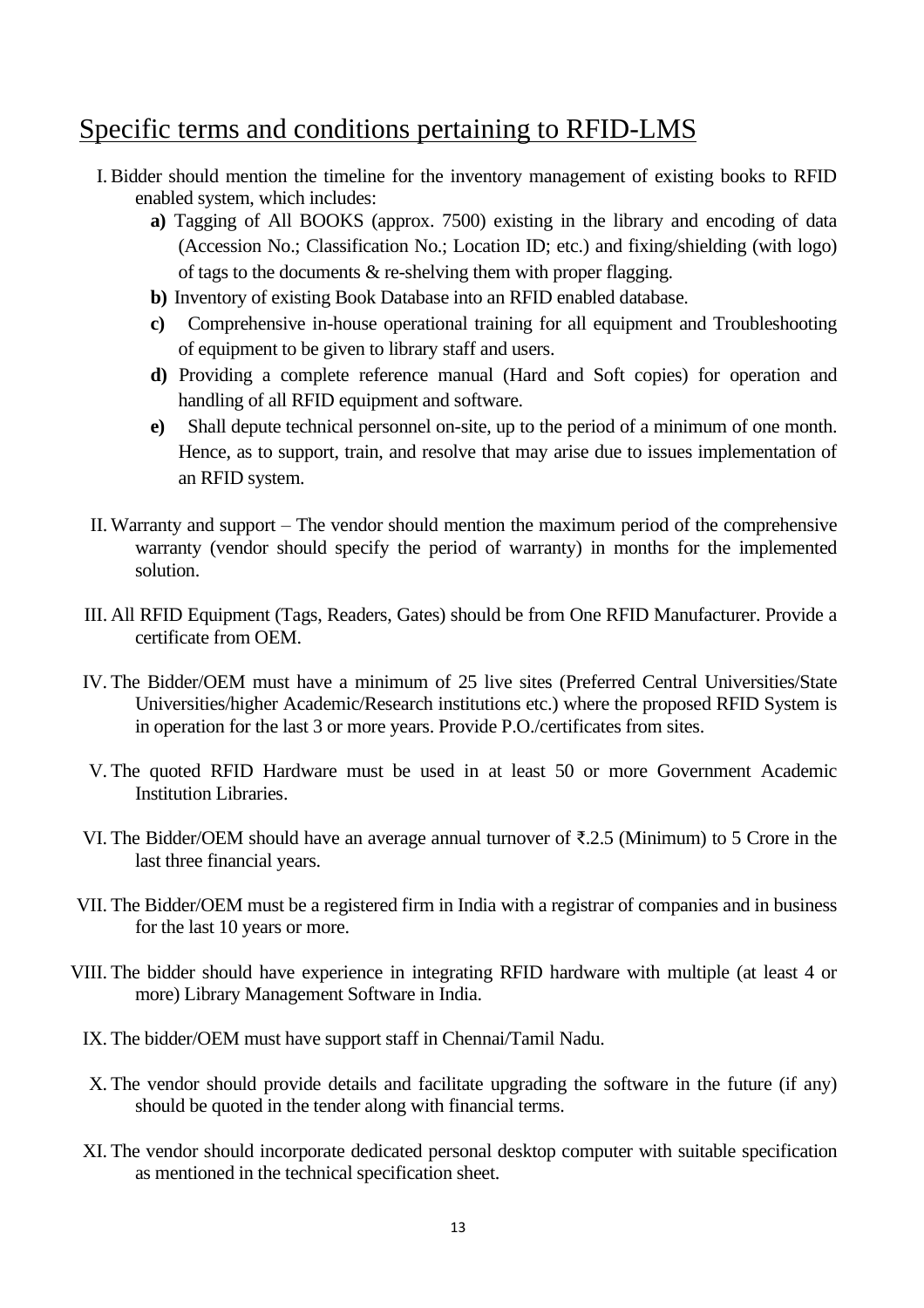## Specific terms and conditions pertaining to RFID-LMS

I. Bidder should mention the timeline for the inventory management of existing books to RFID enabled system, which includes:
   - **a)** Tagging of All BOOKS (approx. 7500) existing in the library and encoding of data (Accession No.; Classification No.; Location ID; etc.) and fixing/shielding (with logo) of tags to the documents & re-shelving them with proper flagging.
   - **b)** Inventory of existing Book Database into an RFID enabled database.
   - **c)** Comprehensive in-house operational training for all equipment and Troubleshooting of equipment to be given to library staff and users.
   - **d)** Providing a complete reference manual (Hard and Soft copies) for operation and handling of all RFID equipment and software.
   - **e)** Shall depute technical personnel on-site, up to the period of a minimum of one month. Hence, as to support, train, and resolve that may arise due to issues implementation of an RFID system.

II. Warranty and support – The vendor should mention the maximum period of the comprehensive warranty (vendor should specify the period of warranty) in months for the implemented solution.

III. All RFID Equipment (Tags, Readers, Gates) should be from One RFID Manufacturer. Provide a certificate from OEM.

IV. The Bidder/OEM must have a minimum of 25 live sites (Preferred Central Universities/State Universities/higher Academic/Research institutions etc.) where the proposed RFID System is in operation for the last 3 or more years. Provide P.O./certificates from sites.

V. The quoted RFID Hardware must be used in at least 50 or more Government Academic Institution Libraries.

VI. The Bidder/OEM should have an average annual turnover of ₹.2.5 (Minimum) to 5 Crore in the last three financial years.

VII. The Bidder/OEM must be a registered firm in India with a registrar of companies and in business for the last 10 years or more.

VIII. The bidder should have experience in integrating RFID hardware with multiple (at least 4 or more) Library Management Software in India.

IX. The bidder/OEM must have support staff in Chennai/Tamil Nadu.

X. The vendor should provide details and facilitate upgrading the software in the future (if any) should be quoted in the tender along with financial terms.

XI. The vendor should incorporate dedicated personal desktop computer with suitable specification as mentioned in the technical specification sheet.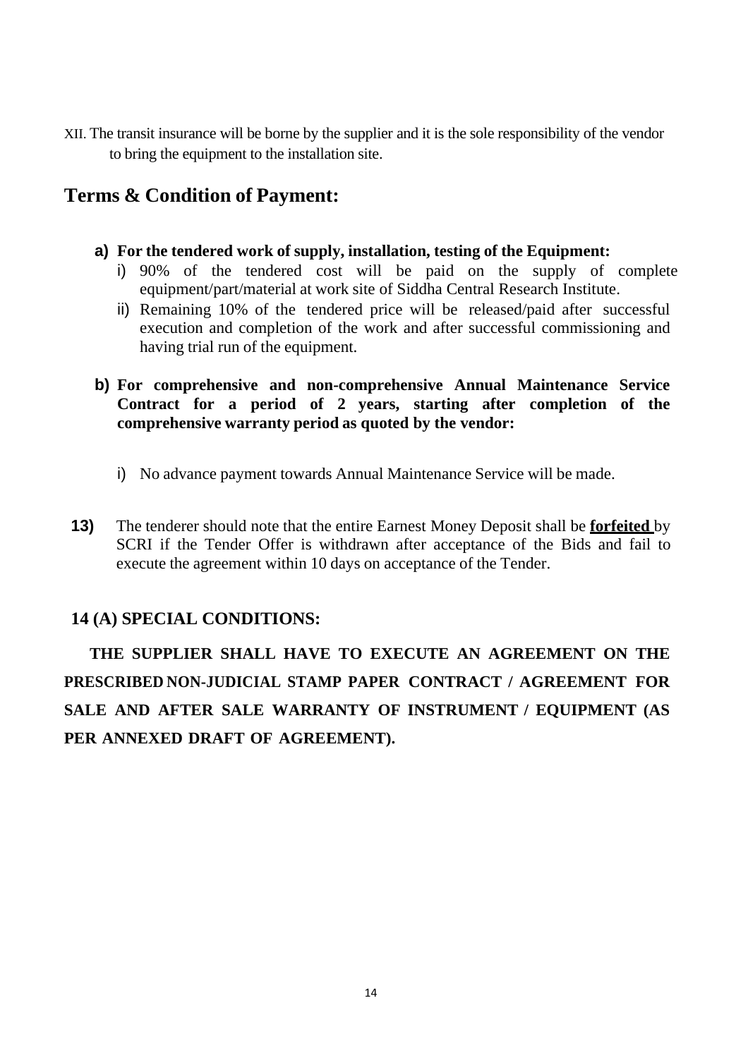XII. The transit insurance will be borne by the supplier and it is the sole responsibility of the vendor to bring the equipment to the installation site.

## Terms & Condition of Payment:

**a) For the tendered work of supply, installation, testing of the Equipment:**

i) 90% of the tendered cost will be paid on the supply of complete equipment/part/material at work site of Siddha Central Research Institute.

ii) Remaining 10% of the tendered price will be released/paid after successful execution and completion of the work and after successful commissioning and having trial run of the equipment.

**b) For comprehensive and non-comprehensive Annual Maintenance Service Contract for a period of 2 years, starting after completion of the comprehensive warranty period as quoted by the vendor:**

i) No advance payment towards Annual Maintenance Service will be made.

**13)** The tenderer should note that the entire Earnest Money Deposit shall be **forfeited** by SCRI if the Tender Offer is withdrawn after acceptance of the Bids and fail to execute the agreement within 10 days on acceptance of the Tender.

### 14 (A) SPECIAL CONDITIONS:

**THE SUPPLIER SHALL HAVE TO EXECUTE AN AGREEMENT ON THE PRESCRIBED NON-JUDICIAL STAMP PAPER CONTRACT / AGREEMENT FOR SALE AND AFTER SALE WARRANTY OF INSTRUMENT / EQUIPMENT (AS PER ANNEXED DRAFT OF AGREEMENT).**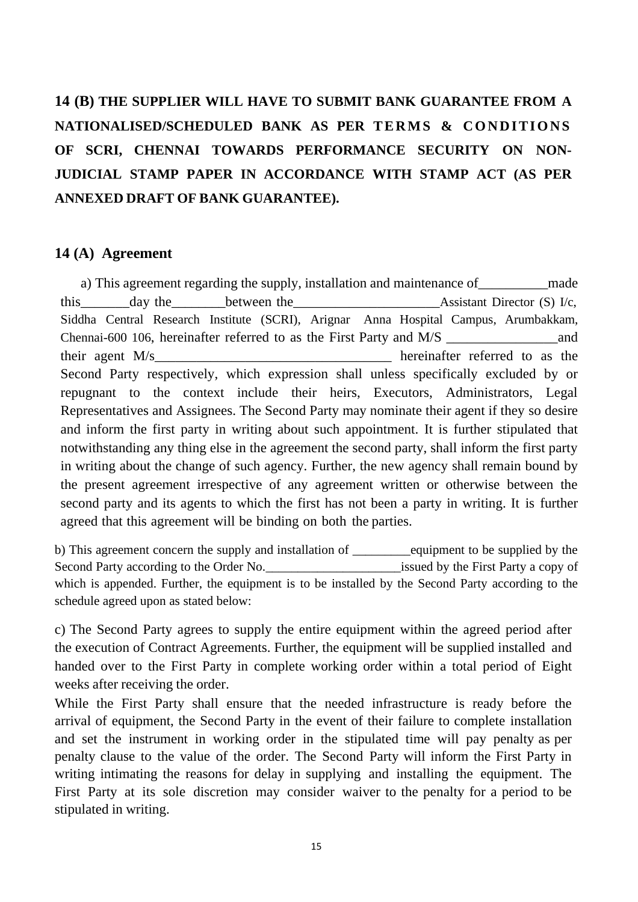## 14 (B) THE SUPPLIER WILL HAVE TO SUBMIT BANK GUARANTEE FROM A NATIONALISED/SCHEDULED BANK AS PER TERMS & CONDITIONS OF SCRI, CHENNAI TOWARDS PERFORMANCE SECURITY ON NON-JUDICIAL STAMP PAPER IN ACCORDANCE WITH STAMP ACT (AS PER ANNEXED DRAFT OF BANK GUARANTEE).

## 14 (A) Agreement

a) This agreement regarding the supply, installation and maintenance of__________made this_______day the________between the_____________________Assistant Director (S) I/c, Siddha Central Research Institute (SCRI), Arignar Anna Hospital Campus, Arumbakkam, Chennai-600 106, hereinafter referred to as the First Party and M/S ________________and their agent M/s__________________________________ hereinafter referred to as the Second Party respectively, which expression shall unless specifically excluded by or repugnant to the context include their heirs, Executors, Administrators, Legal Representatives and Assignees. The Second Party may nominate their agent if they so desire and inform the first party in writing about such appointment. It is further stipulated that notwithstanding any thing else in the agreement the second party, shall inform the first party in writing about the change of such agency. Further, the new agency shall remain bound by the present agreement irrespective of any agreement written or otherwise between the second party and its agents to which the first has not been a party in writing. It is further agreed that this agreement will be binding on both the parties.

b) This agreement concern the supply and installation of _________equipment to be supplied by the Second Party according to the Order No._____________________issued by the First Party a copy of which is appended. Further, the equipment is to be installed by the Second Party according to the schedule agreed upon as stated below:

c) The Second Party agrees to supply the entire equipment within the agreed period after the execution of Contract Agreements. Further, the equipment will be supplied installed and handed over to the First Party in complete working order within a total period of Eight weeks after receiving the order.

While the First Party shall ensure that the needed infrastructure is ready before the arrival of equipment, the Second Party in the event of their failure to complete installation and set the instrument in working order in the stipulated time will pay penalty as per penalty clause to the value of the order. The Second Party will inform the First Party in writing intimating the reasons for delay in supplying and installing the equipment. The First Party at its sole discretion may consider waiver to the penalty for a period to be stipulated in writing.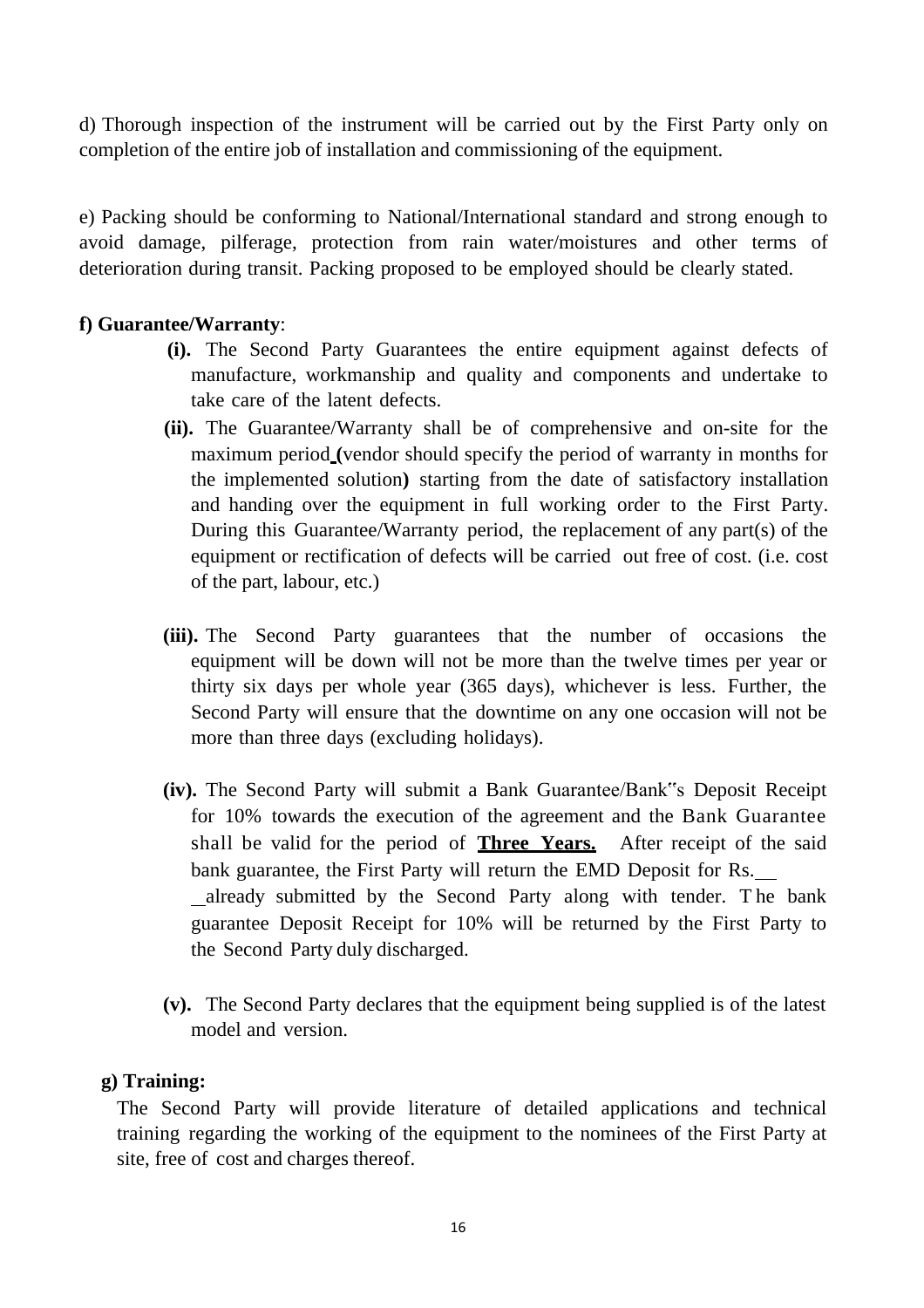d) Thorough inspection of the instrument will be carried out by the First Party only on completion of the entire job of installation and commissioning of the equipment.

e) Packing should be conforming to National/International standard and strong enough to avoid damage, pilferage, protection from rain water/moistures and other terms of deterioration during transit. Packing proposed to be employed should be clearly stated.

**f) Guarantee/Warranty**:

- **(i).** The Second Party Guarantees the entire equipment against defects of manufacture, workmanship and quality and components and undertake to take care of the latent defects.
- **(ii).** The Guarantee/Warranty shall be of comprehensive and on-site for the maximum period **(**vendor should specify the period of warranty in months for the implemented solution**)** starting from the date of satisfactory installation and handing over the equipment in full working order to the First Party. During this Guarantee/Warranty period, the replacement of any part(s) of the equipment or rectification of defects will be carried out free of cost. (i.e. cost of the part, labour, etc.)
- **(iii).** The Second Party guarantees that the number of occasions the equipment will be down will not be more than the twelve times per year or thirty six days per whole year (365 days), whichever is less. Further, the Second Party will ensure that the downtime on any one occasion will not be more than three days (excluding holidays).
- **(iv).** The Second Party will submit a Bank Guarantee/Bank‟s Deposit Receipt for 10% towards the execution of the agreement and the Bank Guarantee shall be valid for the period of **<u>Three Years.</u>** After receipt of the said bank guarantee, the First Party will return the EMD Deposit for Rs.\_\_ \_already submitted by the Second Party along with tender. The bank guarantee Deposit Receipt for 10% will be returned by the First Party to the Second Party duly discharged.
- **(v).** The Second Party declares that the equipment being supplied is of the latest model and version.

**g) Training:**

The Second Party will provide literature of detailed applications and technical training regarding the working of the equipment to the nominees of the First Party at site, free of cost and charges thereof.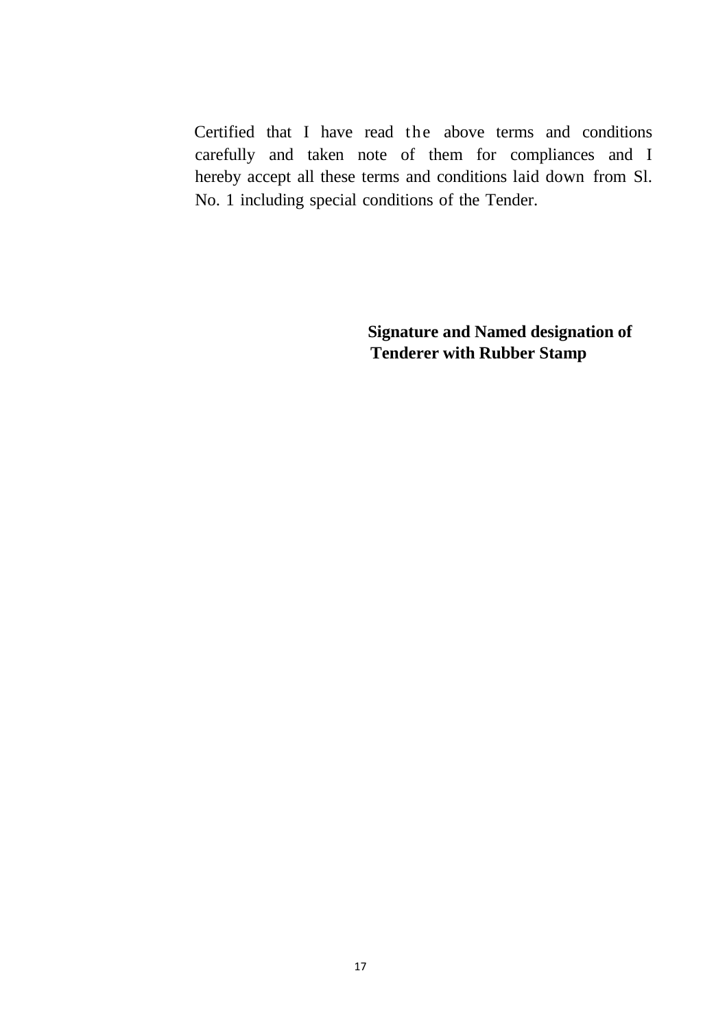Certified that I have read the above terms and conditions carefully and taken note of them for compliances and I hereby accept all these terms and conditions laid down from Sl. No. 1 including special conditions of the Tender.

**Signature and Named designation of Tenderer with Rubber Stamp**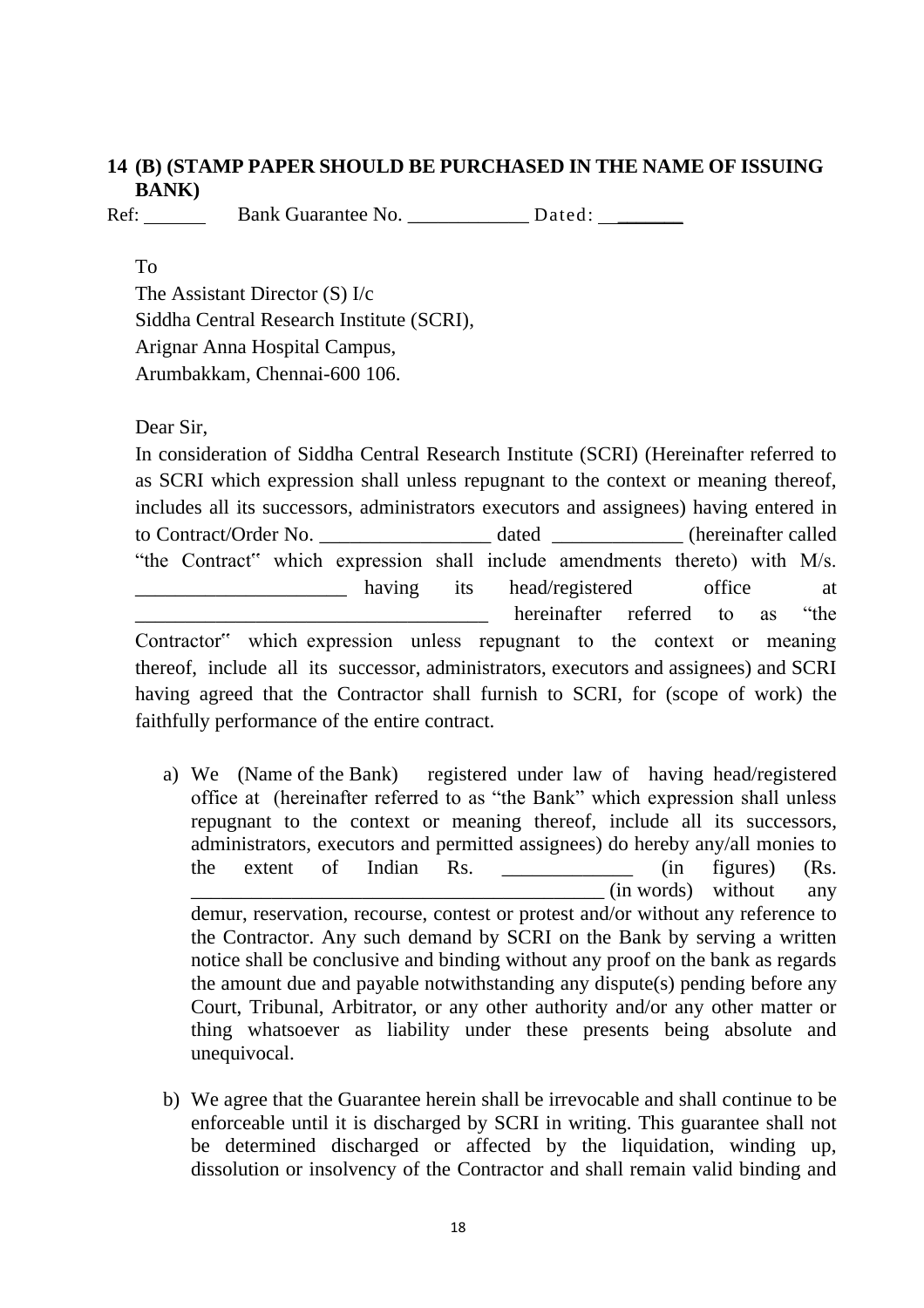## 14 (B) (STAMP PAPER SHOULD BE PURCHASED IN THE NAME OF ISSUING BANK)

Ref: ______ Bank Guarantee No. ____________ Dated: _______

To
The Assistant Director (S) I/c
Siddha Central Research Institute (SCRI),
Arignar Anna Hospital Campus,
Arumbakkam, Chennai-600 106.

Dear Sir,

In consideration of Siddha Central Research Institute (SCRI) (Hereinafter referred to as SCRI which expression shall unless repugnant to the context or meaning thereof, includes all its successors, administrators executors and assignees) having entered in to Contract/Order No. _________________ dated _____________ (hereinafter called "the Contract" which expression shall include amendments thereto) with M/s. ____________________ having its head/registered office at __________________________________ hereinafter referred to as "the Contractor" which expression unless repugnant to the context or meaning thereof, include all its successor, administrators, executors and assignees) and SCRI having agreed that the Contractor shall furnish to SCRI, for (scope of work) the faithfully performance of the entire contract.

a) We (Name of the Bank) registered under law of having head/registered office at (hereinafter referred to as "the Bank" which expression shall unless repugnant to the context or meaning thereof, include all its successors, administrators, executors and permitted assignees) do hereby any/all monies to the extent of Indian Rs. _____________ (in figures) (Rs. __________________________________________ (in words) without any demur, reservation, recourse, contest or protest and/or without any reference to the Contractor. Any such demand by SCRI on the Bank by serving a written notice shall be conclusive and binding without any proof on the bank as regards the amount due and payable notwithstanding any dispute(s) pending before any Court, Tribunal, Arbitrator, or any other authority and/or any other matter or thing whatsoever as liability under these presents being absolute and unequivocal.

b) We agree that the Guarantee herein shall be irrevocable and shall continue to be enforceable until it is discharged by SCRI in writing. This guarantee shall not be determined discharged or affected by the liquidation, winding up, dissolution or insolvency of the Contractor and shall remain valid binding and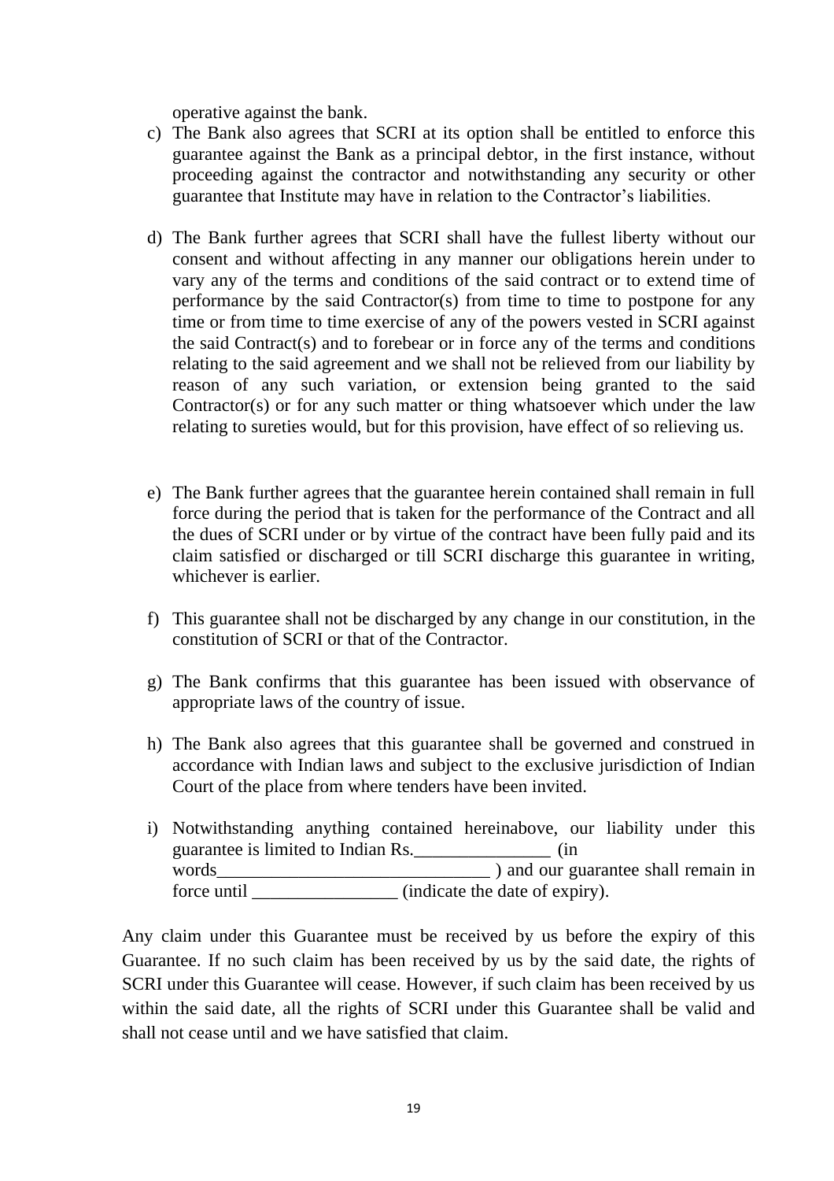operative against the bank.

c) The Bank also agrees that SCRI at its option shall be entitled to enforce this guarantee against the Bank as a principal debtor, in the first instance, without proceeding against the contractor and notwithstanding any security or other guarantee that Institute may have in relation to the Contractor's liabilities.

d) The Bank further agrees that SCRI shall have the fullest liberty without our consent and without affecting in any manner our obligations herein under to vary any of the terms and conditions of the said contract or to extend time of performance by the said Contractor(s) from time to time to postpone for any time or from time to time exercise of any of the powers vested in SCRI against the said Contract(s) and to forebear or in force any of the terms and conditions relating to the said agreement and we shall not be relieved from our liability by reason of any such variation, or extension being granted to the said Contractor(s) or for any such matter or thing whatsoever which under the law relating to sureties would, but for this provision, have effect of so relieving us.

e) The Bank further agrees that the guarantee herein contained shall remain in full force during the period that is taken for the performance of the Contract and all the dues of SCRI under or by virtue of the contract have been fully paid and its claim satisfied or discharged or till SCRI discharge this guarantee in writing, whichever is earlier.

f) This guarantee shall not be discharged by any change in our constitution, in the constitution of SCRI or that of the Contractor.

g) The Bank confirms that this guarantee has been issued with observance of appropriate laws of the country of issue.

h) The Bank also agrees that this guarantee shall be governed and construed in accordance with Indian laws and subject to the exclusive jurisdiction of Indian Court of the place from where tenders have been invited.

i) Notwithstanding anything contained hereinabove, our liability under this guarantee is limited to Indian Rs.\_\_\_\_\_\_\_\_\_\_\_\_\_\_\_ (in words\_\_\_\_\_\_\_\_\_\_\_\_\_\_\_\_\_\_\_\_\_\_\_\_\_\_\_\_\_\_ ) and our guarantee shall remain in force until \_\_\_\_\_\_\_\_\_\_\_\_\_\_\_\_ (indicate the date of expiry).

Any claim under this Guarantee must be received by us before the expiry of this Guarantee. If no such claim has been received by us by the said date, the rights of SCRI under this Guarantee will cease. However, if such claim has been received by us within the said date, all the rights of SCRI under this Guarantee shall be valid and shall not cease until and we have satisfied that claim.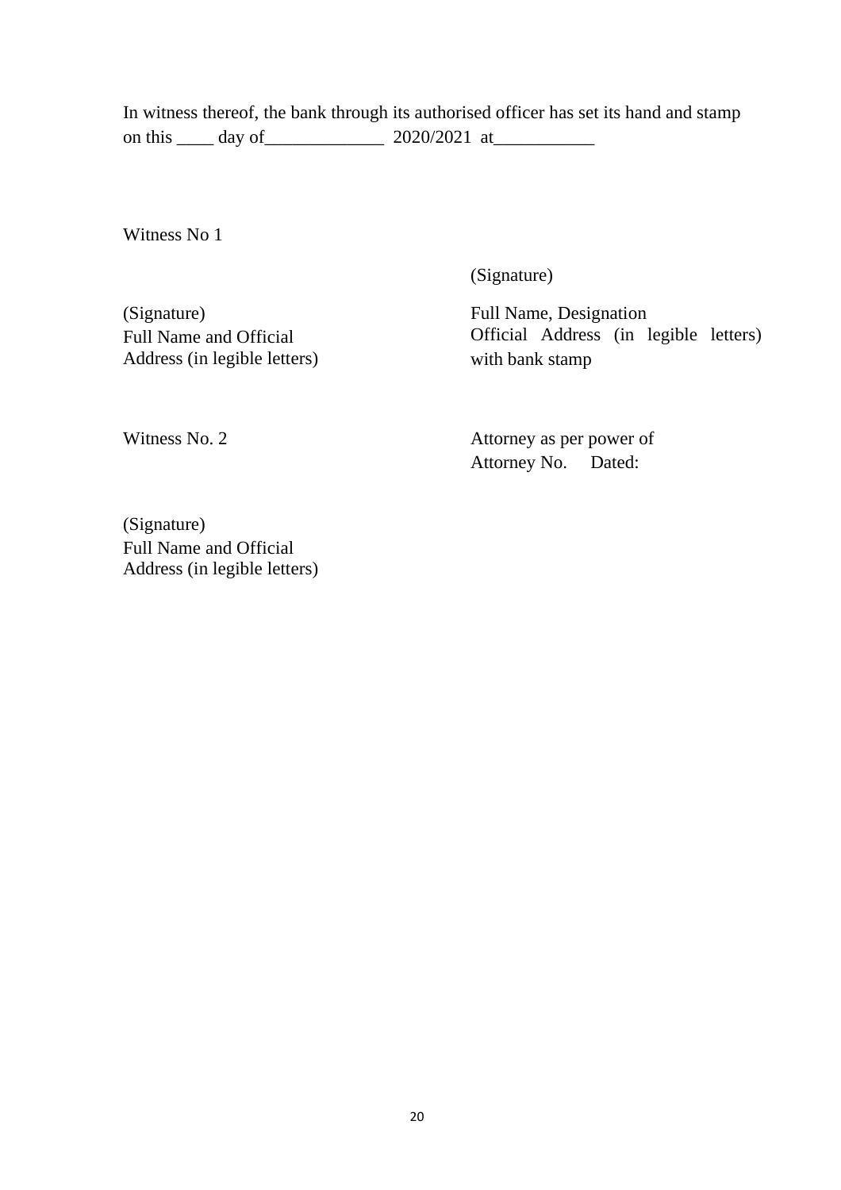In witness thereof, the bank through its authorised officer has set its hand and stamp on this ____ day of_____________ 2020/2021 at___________

Witness No 1

(Signature)

(Signature)
Full Name and Official
Address (in legible letters)

Full Name, Designation
Official Address (in legible letters) with bank stamp

Witness No. 2

Attorney as per power of
Attorney No. Dated:

(Signature)
Full Name and Official
Address (in legible letters)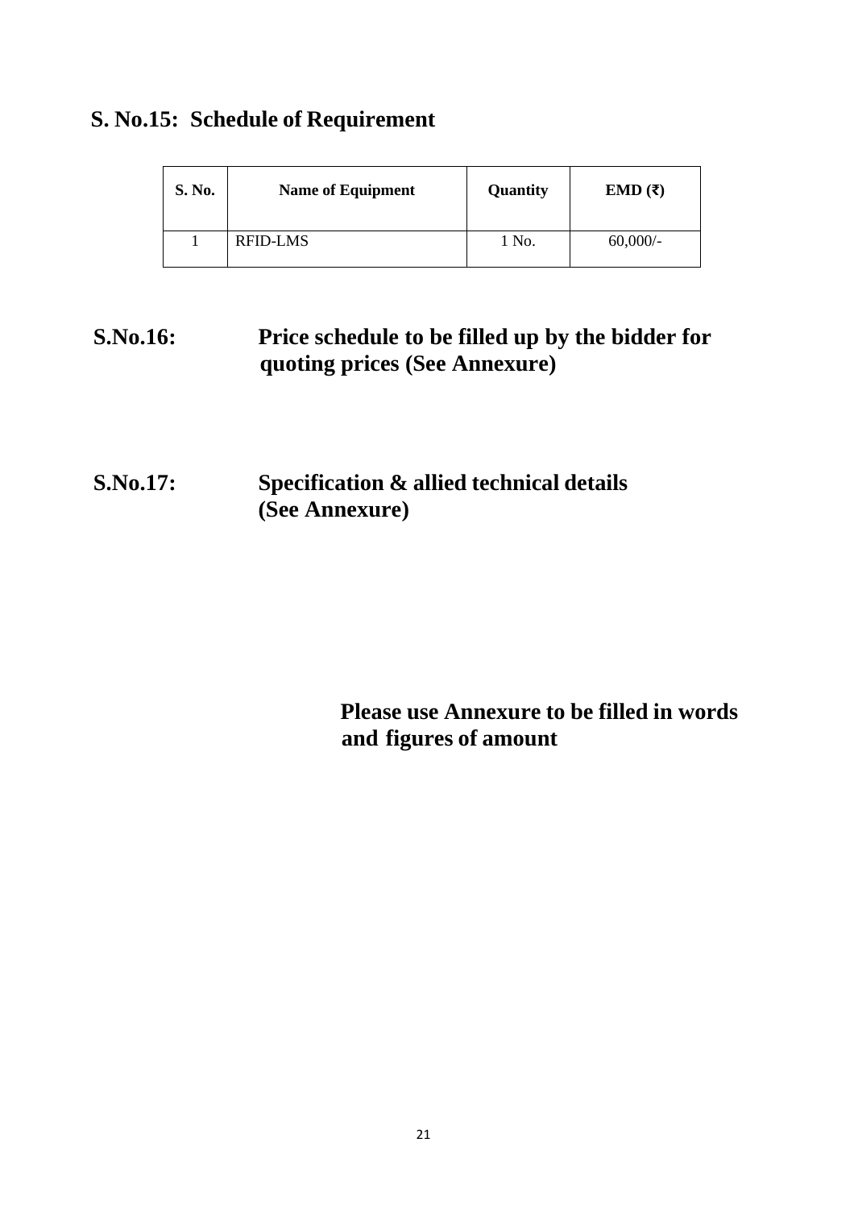## S. No.15: Schedule of Requirement

| S. No. | Name of Equipment | Quantity | EMD (₹) |
|---|---|---|---|
| 1 | RFID-LMS | 1 No. | 60,000/- |

## S.No.16: Price schedule to be filled up by the bidder for quoting prices (See Annexure)

## S.No.17: Specification & allied technical details (See Annexure)

**Please use Annexure to be filled in words and figures of amount**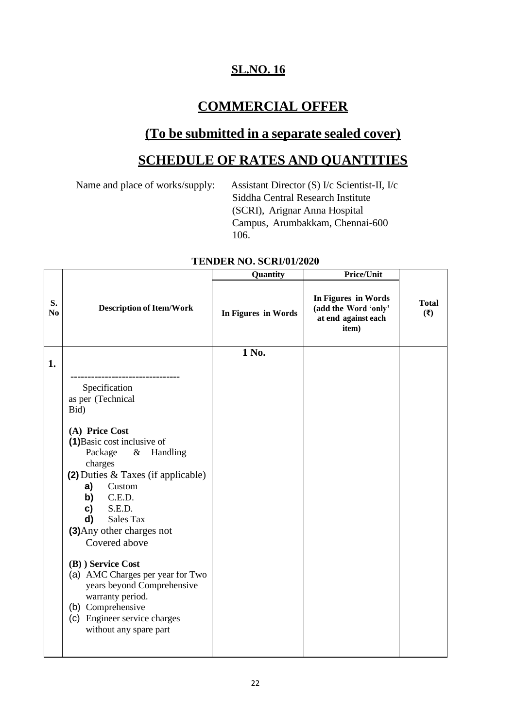**SL.NO. 16**

# COMMERCIAL OFFER

## (To be submitted in a separate sealed cover)

## SCHEDULE OF RATES AND QUANTITIES

Name and place of works/supply: Assistant Director (S) I/c Scientist-II, I/c Siddha Central Research Institute (SCRI), Arignar Anna Hospital Campus, Arumbakkam, Chennai-600 106.

**TENDER NO. SCRI/01/2020**

| S. No | Description of Item/Work | Quantity | Price/Unit | Total (₹) |
|---|---|---|---|---|
| | | In Figures in Words | In Figures in Words (add the Word 'only' at end against each item) | |
| 1. | --------------------------------<br>Specification as per (Technical Bid)<br><br>**(A) Price Cost**<br>**(1)** Basic cost inclusive of Package & Handling charges<br>**(2)** Duties & Taxes (if applicable)<br>**a)** Custom<br>**b)** C.E.D.<br>**c)** S.E.D.<br>**d)** Sales Tax<br>**(3)** Any other charges not Covered above<br><br>**(B) ) Service Cost**<br>(a) AMC Charges per year for Two years beyond Comprehensive warranty period.<br>(b) Comprehensive<br>(c) Engineer service charges without any spare part | **1 No.** | | |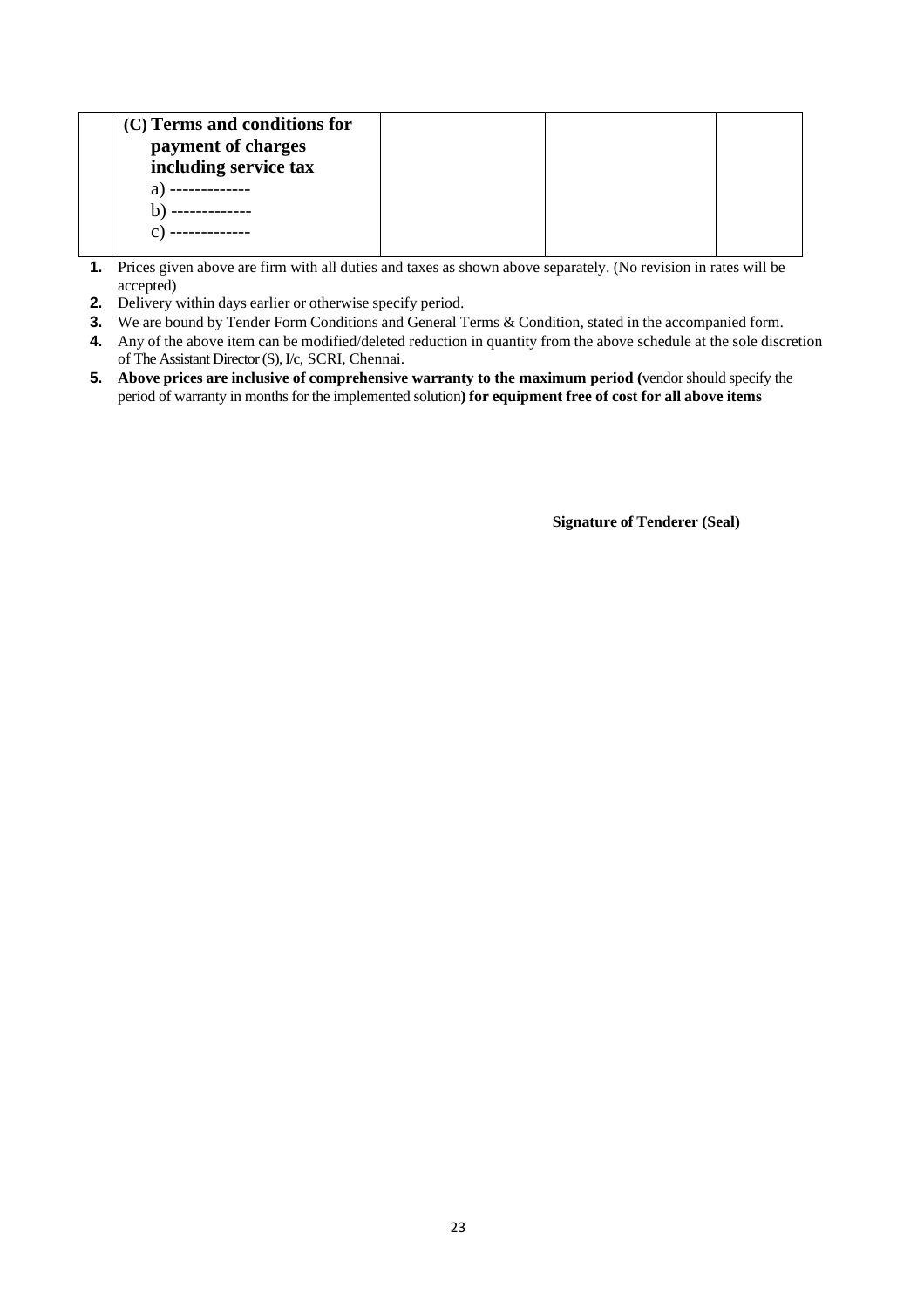| | | | | |
|---|---|---|---|---|
| | **(C) Terms and conditions for payment of charges including service tax**<br>a) -------------<br>b) -------------<br>c) ------------- | | | |

1. Prices given above are firm with all duties and taxes as shown above separately. (No revision in rates will be accepted)
2. Delivery within days earlier or otherwise specify period.
3. We are bound by Tender Form Conditions and General Terms & Condition, stated in the accompanied form.
4. Any of the above item can be modified/deleted reduction in quantity from the above schedule at the sole discretion of The Assistant Director (S), I/c, SCRI, Chennai.
5. **Above prices are inclusive of comprehensive warranty to the maximum period (**vendor should specify the period of warranty in months for the implemented solution**) for equipment free of cost for all above items**

**Signature of Tenderer (Seal)**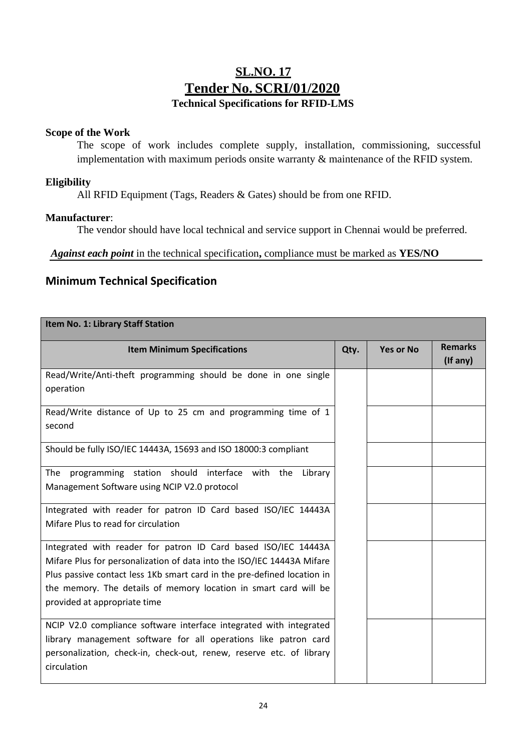# SL.NO. 17

# Tender No. SCRI/01/2020

### Technical Specifications for RFID-LMS

**Scope of the Work**

The scope of work includes complete supply, installation, commissioning, successful implementation with maximum periods onsite warranty & maintenance of the RFID system.

**Eligibility**

All RFID Equipment (Tags, Readers & Gates) should be from one RFID.

**Manufacturer**:

The vendor should have local technical and service support in Chennai would be preferred.

***Against each point*** in the technical specification**,** compliance must be marked as **YES/NO**

## Minimum Technical Specification

| Item No. 1: Library Staff Station | | | |
|---|---|---|---|
| **Item Minimum Specifications** | **Qty.** | **Yes or No** | **Remarks (If any)** |
| Read/Write/Anti-theft programming should be done in one single operation | | | |
| Read/Write distance of Up to 25 cm and programming time of 1 second | | | |
| Should be fully ISO/IEC 14443A, 15693 and ISO 18000:3 compliant | | | |
| The programming station should interface with the Library Management Software using NCIP V2.0 protocol | | | |
| Integrated with reader for patron ID Card based ISO/IEC 14443A Mifare Plus to read for circulation | | | |
| Integrated with reader for patron ID Card based ISO/IEC 14443A Mifare Plus for personalization of data into the ISO/IEC 14443A Mifare Plus passive contact less 1Kb smart card in the pre-defined location in the memory. The details of memory location in smart card will be provided at appropriate time | | | |
| NCIP V2.0 compliance software interface integrated with integrated library management software for all operations like patron card personalization, check-in, check-out, renew, reserve etc. of library circulation | | | |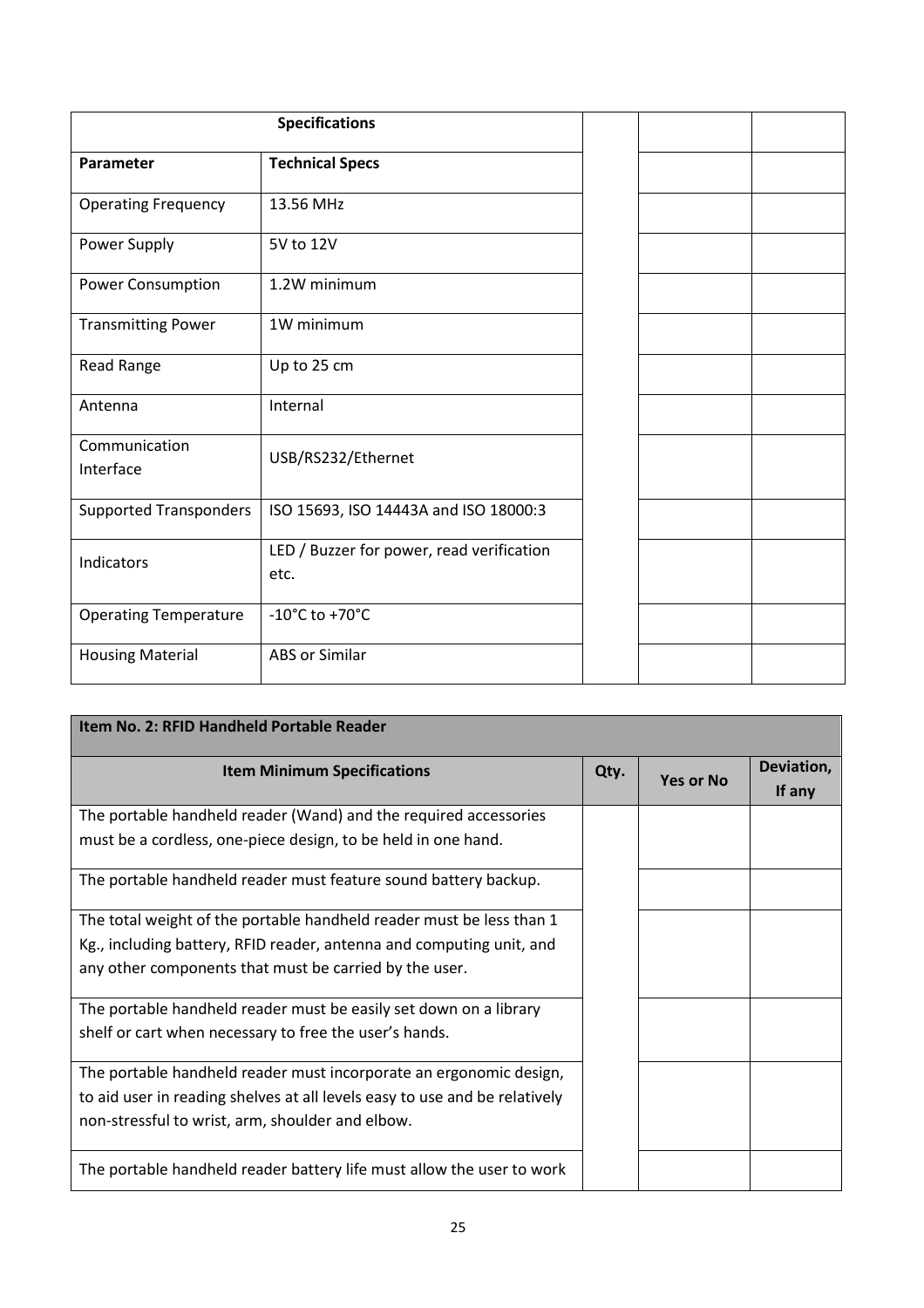| Specifications | | | | |
|---|---|---|---|---|
| **Parameter** | **Technical Specs** | | | |
| Operating Frequency | 13.56 MHz | | | |
| Power Supply | 5V to 12V | | | |
| Power Consumption | 1.2W minimum | | | |
| Transmitting Power | 1W minimum | | | |
| Read Range | Up to 25 cm | | | |
| Antenna | Internal | | | |
| Communication Interface | USB/RS232/Ethernet | | | |
| Supported Transponders | ISO 15693, ISO 14443A and ISO 18000:3 | | | |
| Indicators | LED / Buzzer for power, read verification etc. | | | |
| Operating Temperature | -10°C to +70°C | | | |
| Housing Material | ABS or Similar | | | |

| **Item No. 2: RFID Handheld Portable Reader** | | | |
|---|---|---|---|
| **Item Minimum Specifications** | **Qty.** | **Yes or No** | **Deviation, If any** |
| The portable handheld reader (Wand) and the required accessories must be a cordless, one-piece design, to be held in one hand. | | | |
| The portable handheld reader must feature sound battery backup. | | | |
| The total weight of the portable handheld reader must be less than 1 Kg., including battery, RFID reader, antenna and computing unit, and any other components that must be carried by the user. | | | |
| The portable handheld reader must be easily set down on a library shelf or cart when necessary to free the user's hands. | | | |
| The portable handheld reader must incorporate an ergonomic design, to aid user in reading shelves at all levels easy to use and be relatively non-stressful to wrist, arm, shoulder and elbow. | | | |
| The portable handheld reader battery life must allow the user to work | | | |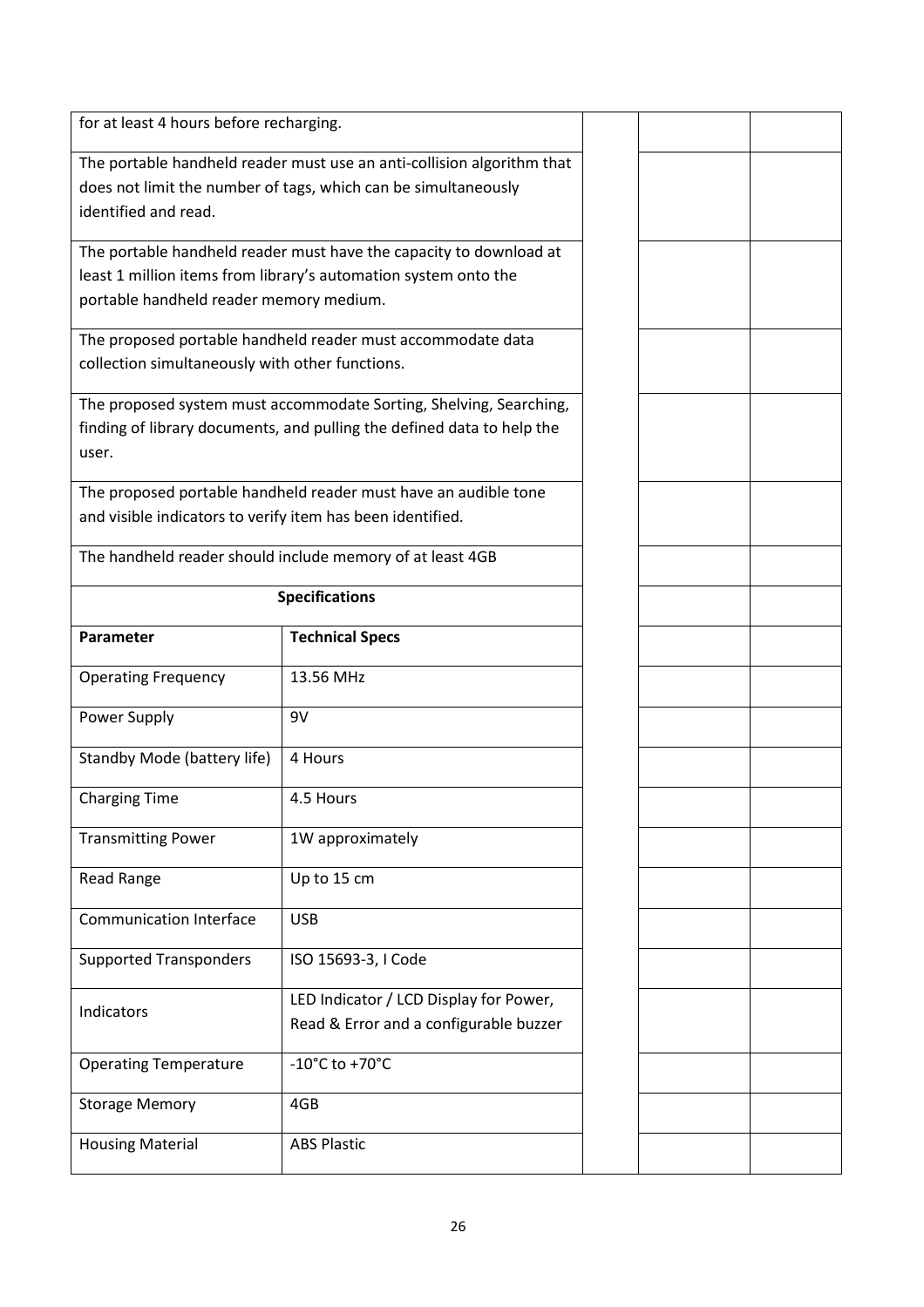| | | | |
|---|---|---|---|
| for at least 4 hours before recharging. | | | |
| The portable handheld reader must use an anti-collision algorithm that does not limit the number of tags, which can be simultaneously identified and read. | | | |
| The portable handheld reader must have the capacity to download at least 1 million items from library's automation system onto the portable handheld reader memory medium. | | | |
| The proposed portable handheld reader must accommodate data collection simultaneously with other functions. | | | |
| The proposed system must accommodate Sorting, Shelving, Searching, finding of library documents, and pulling the defined data to help the user. | | | |
| The proposed portable handheld reader must have an audible tone and visible indicators to verify item has been identified. | | | |
| The handheld reader should include memory of at least 4GB | | | |
| **Specifications** | | | |
| **Parameter** / **Technical Specs** | | | |
| Operating Frequency / 13.56 MHz | | | |
| Power Supply / 9V | | | |
| Standby Mode (battery life) / 4 Hours | | | |
| Charging Time / 4.5 Hours | | | |
| Transmitting Power / 1W approximately | | | |
| Read Range / Up to 15 cm | | | |
| Communication Interface / USB | | | |
| Supported Transponders / ISO 15693-3, I Code | | | |
| Indicators / LED Indicator / LCD Display for Power, Read & Error and a configurable buzzer | | | |
| Operating Temperature / -10°C to +70°C | | | |
| Storage Memory / 4GB | | | |
| Housing Material / ABS Plastic | | | |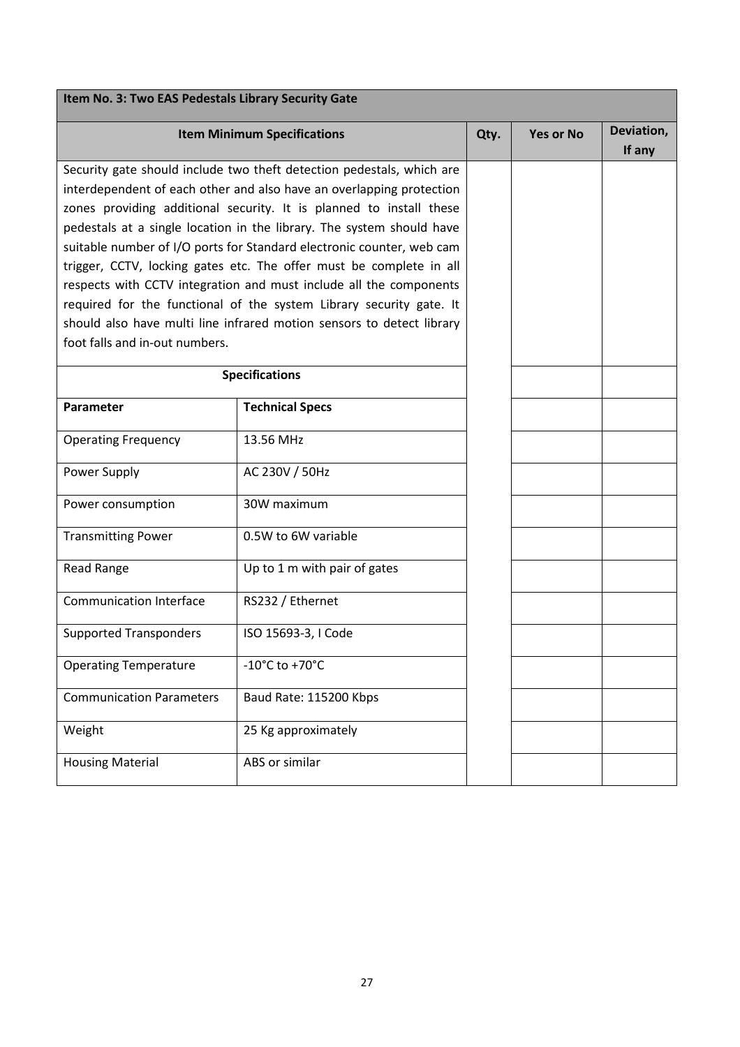| Item No. 3: Two EAS Pedestals Library Security Gate | | | | |
|---|---|---|---|---|
| **Item Minimum Specifications** | | **Qty.** | **Yes or No** | **Deviation, If any** |
| Security gate should include two theft detection pedestals, which are interdependent of each other and also have an overlapping protection zones providing additional security. It is planned to install these pedestals at a single location in the library. The system should have suitable number of I/O ports for Standard electronic counter, web cam trigger, CCTV, locking gates etc. The offer must be complete in all respects with CCTV integration and must include all the components required for the functional of the system Library security gate. It should also have multi line infrared motion sensors to detect library foot falls and in-out numbers. | | | | |
| **Specifications** | | | | |
| **Parameter** | **Technical Specs** | | | |
| Operating Frequency | 13.56 MHz | | | |
| Power Supply | AC 230V / 50Hz | | | |
| Power consumption | 30W maximum | | | |
| Transmitting Power | 0.5W to 6W variable | | | |
| Read Range | Up to 1 m with pair of gates | | | |
| Communication Interface | RS232 / Ethernet | | | |
| Supported Transponders | ISO 15693-3, I Code | | | |
| Operating Temperature | -10°C to +70°C | | | |
| Communication Parameters | Baud Rate: 115200 Kbps | | | |
| Weight | 25 Kg approximately | | | |
| Housing Material | ABS or similar | | | |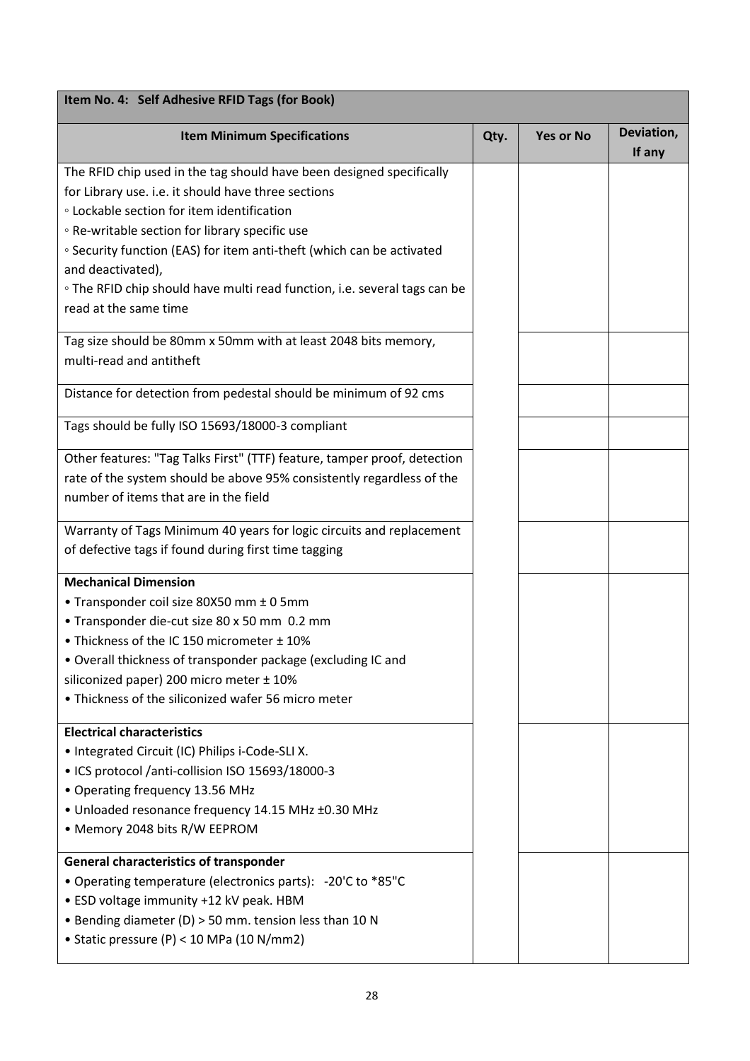| Item No. 4: Self Adhesive RFID Tags (for Book) | | | |
|---|---|---|---|
| **Item Minimum Specifications** | **Qty.** | **Yes or No** | **Deviation, If any** |
| The RFID chip used in the tag should have been designed specifically for Library use. i.e. it should have three sections<br>◦ Lockable section for item identification<br>◦ Re-writable section for library specific use<br>◦ Security function (EAS) for item anti-theft (which can be activated and deactivated),<br>◦ The RFID chip should have multi read function, i.e. several tags can be read at the same time | | | |
| Tag size should be 80mm x 50mm with at least 2048 bits memory, multi-read and antitheft | | | |
| Distance for detection from pedestal should be minimum of 92 cms | | | |
| Tags should be fully ISO 15693/18000-3 compliant | | | |
| Other features: "Tag Talks First" (TTF) feature, tamper proof, detection rate of the system should be above 95% consistently regardless of the number of items that are in the field | | | |
| Warranty of Tags Minimum 40 years for logic circuits and replacement of defective tags if found during first time tagging | | | |
| **Mechanical Dimension**<br>• Transponder coil size 80X50 mm ± 0 5mm<br>• Transponder die-cut size 80 x 50 mm 0.2 mm<br>• Thickness of the IC 150 micrometer ± 10%<br>• Overall thickness of transponder package (excluding IC and siliconized paper) 200 micro meter ± 10%<br>• Thickness of the siliconized wafer 56 micro meter | | | |
| **Electrical characteristics**<br>• Integrated Circuit (IC) Philips i-Code-SLI X.<br>• ICS protocol /anti-collision ISO 15693/18000-3<br>• Operating frequency 13.56 MHz<br>• Unloaded resonance frequency 14.15 MHz ±0.30 MHz<br>• Memory 2048 bits R/W EEPROM | | | |
| **General characteristics of transponder**<br>• Operating temperature (electronics parts): -20'C to *85"C<br>• ESD voltage immunity +12 kV peak. HBM<br>• Bending diameter (D) > 50 mm. tension less than 10 N<br>• Static pressure (P) < 10 MPa (10 N/mm2) | | | |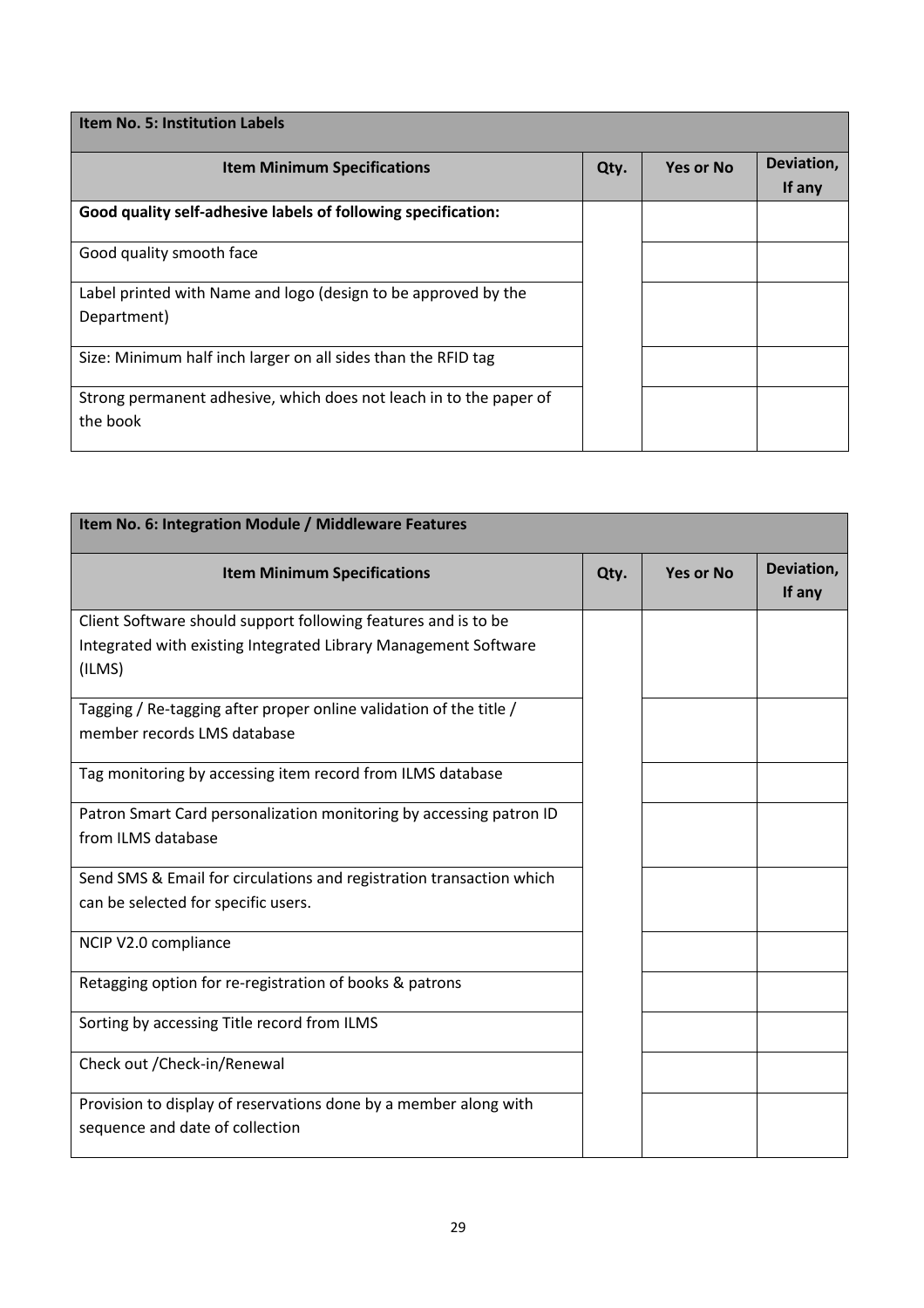| Item No. 5: Institution Labels | | | |
|---|---|---|---|
| **Item Minimum Specifications** | **Qty.** | **Yes or No** | **Deviation, If any** |
| **Good quality self-adhesive labels of following specification:** | | | |
| Good quality smooth face | | | |
| Label printed with Name and logo (design to be approved by the Department) | | | |
| Size: Minimum half inch larger on all sides than the RFID tag | | | |
| Strong permanent adhesive, which does not leach in to the paper of the book | | | |

| Item No. 6: Integration Module / Middleware Features | | | |
|---|---|---|---|
| **Item Minimum Specifications** | **Qty.** | **Yes or No** | **Deviation, If any** |
| Client Software should support following features and is to be Integrated with existing Integrated Library Management Software (ILMS) | | | |
| Tagging / Re-tagging after proper online validation of the title / member records LMS database | | | |
| Tag monitoring by accessing item record from ILMS database | | | |
| Patron Smart Card personalization monitoring by accessing patron ID from ILMS database | | | |
| Send SMS & Email for circulations and registration transaction which can be selected for specific users. | | | |
| NCIP V2.0 compliance | | | |
| Retagging option for re-registration of books & patrons | | | |
| Sorting by accessing Title record from ILMS | | | |
| Check out /Check-in/Renewal | | | |
| Provision to display of reservations done by a member along with sequence and date of collection | | | |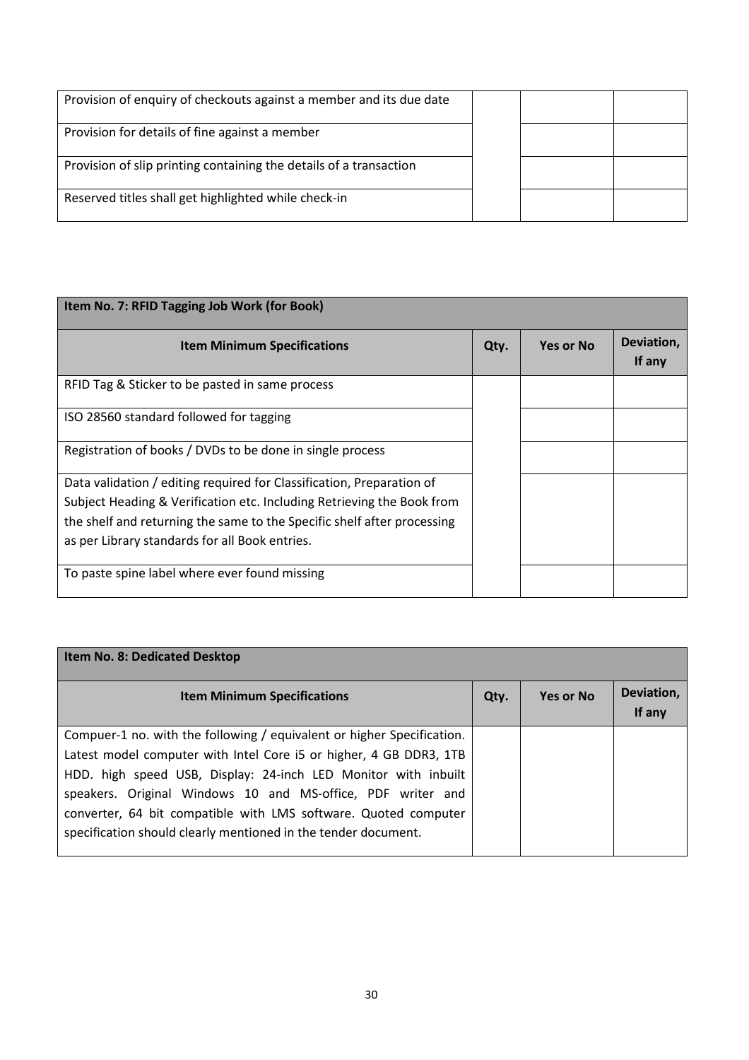| | | | |
|---|---|---|---|
| Provision of enquiry of checkouts against a member and its due date | | | |
| Provision for details of fine against a member | | | |
| Provision of slip printing containing the details of a transaction | | | |
| Reserved titles shall get highlighted while check-in | | | |

| Item No. 7: RFID Tagging Job Work (for Book) | | | |
|---|---|---|---|
| **Item Minimum Specifications** | **Qty.** | **Yes or No** | **Deviation, If any** |
| RFID Tag & Sticker to be pasted in same process | | | |
| ISO 28560 standard followed for tagging | | | |
| Registration of books / DVDs to be done in single process | | | |
| Data validation / editing required for Classification, Preparation of Subject Heading & Verification etc. Including Retrieving the Book from the shelf and returning the same to the Specific shelf after processing as per Library standards for all Book entries. | | | |
| To paste spine label where ever found missing | | | |

| Item No. 8: Dedicated Desktop | | | |
|---|---|---|---|
| **Item Minimum Specifications** | **Qty.** | **Yes or No** | **Deviation, If any** |
| Compuer-1 no. with the following / equivalent or higher Specification. Latest model computer with Intel Core i5 or higher, 4 GB DDR3, 1TB HDD. high speed USB, Display: 24-inch LED Monitor with inbuilt speakers. Original Windows 10 and MS-office, PDF writer and converter, 64 bit compatible with LMS software. Quoted computer specification should clearly mentioned in the tender document. | | | |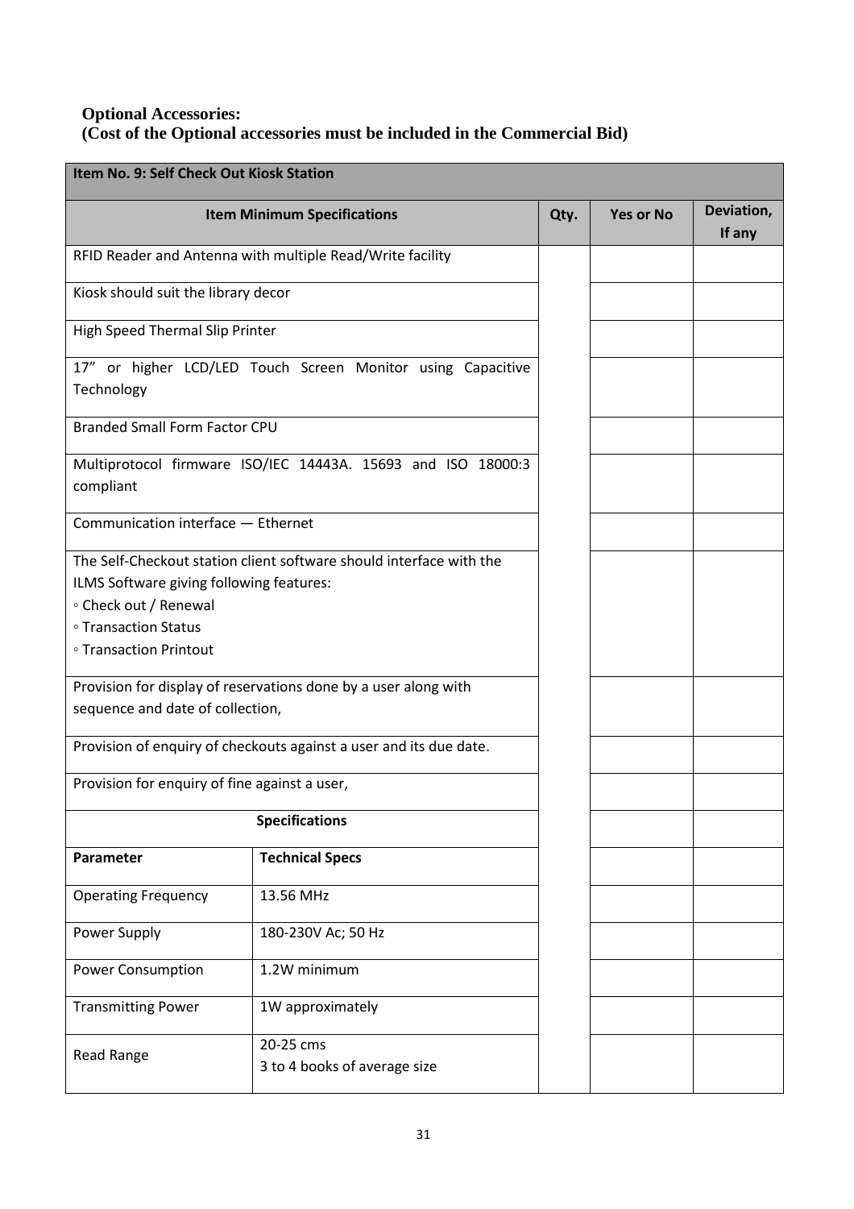**Optional Accessories:**
**(Cost of the Optional accessories must be included in the Commercial Bid)**

| Item No. 9: Self Check Out Kiosk Station | | | | |
|---|---|---|---|---|
| **Item Minimum Specifications** | | **Qty.** | **Yes or No** | **Deviation, If any** |
| RFID Reader and Antenna with multiple Read/Write facility | | | | |
| Kiosk should suit the library decor | | | | |
| High Speed Thermal Slip Printer | | | | |
| 17" or higher LCD/LED Touch Screen Monitor using Capacitive Technology | | | | |
| Branded Small Form Factor CPU | | | | |
| Multiprotocol firmware ISO/IEC 14443A. 15693 and ISO 18000:3 compliant | | | | |
| Communication interface — Ethernet | | | | |
| The Self-Checkout station client software should interface with the ILMS Software giving following features:<br>◦ Check out / Renewal<br>◦ Transaction Status<br>◦ Transaction Printout | | | | |
| Provision for display of reservations done by a user along with sequence and date of collection, | | | | |
| Provision of enquiry of checkouts against a user and its due date. | | | | |
| Provision for enquiry of fine against a user, | | | | |
| **Specifications** | | | | |
| **Parameter** | **Technical Specs** | | | |
| Operating Frequency | 13.56 MHz | | | |
| Power Supply | 180-230V Ac; 50 Hz | | | |
| Power Consumption | 1.2W minimum | | | |
| Transmitting Power | 1W approximately | | | |
| Read Range | 20-25 cms<br>3 to 4 books of average size | | | |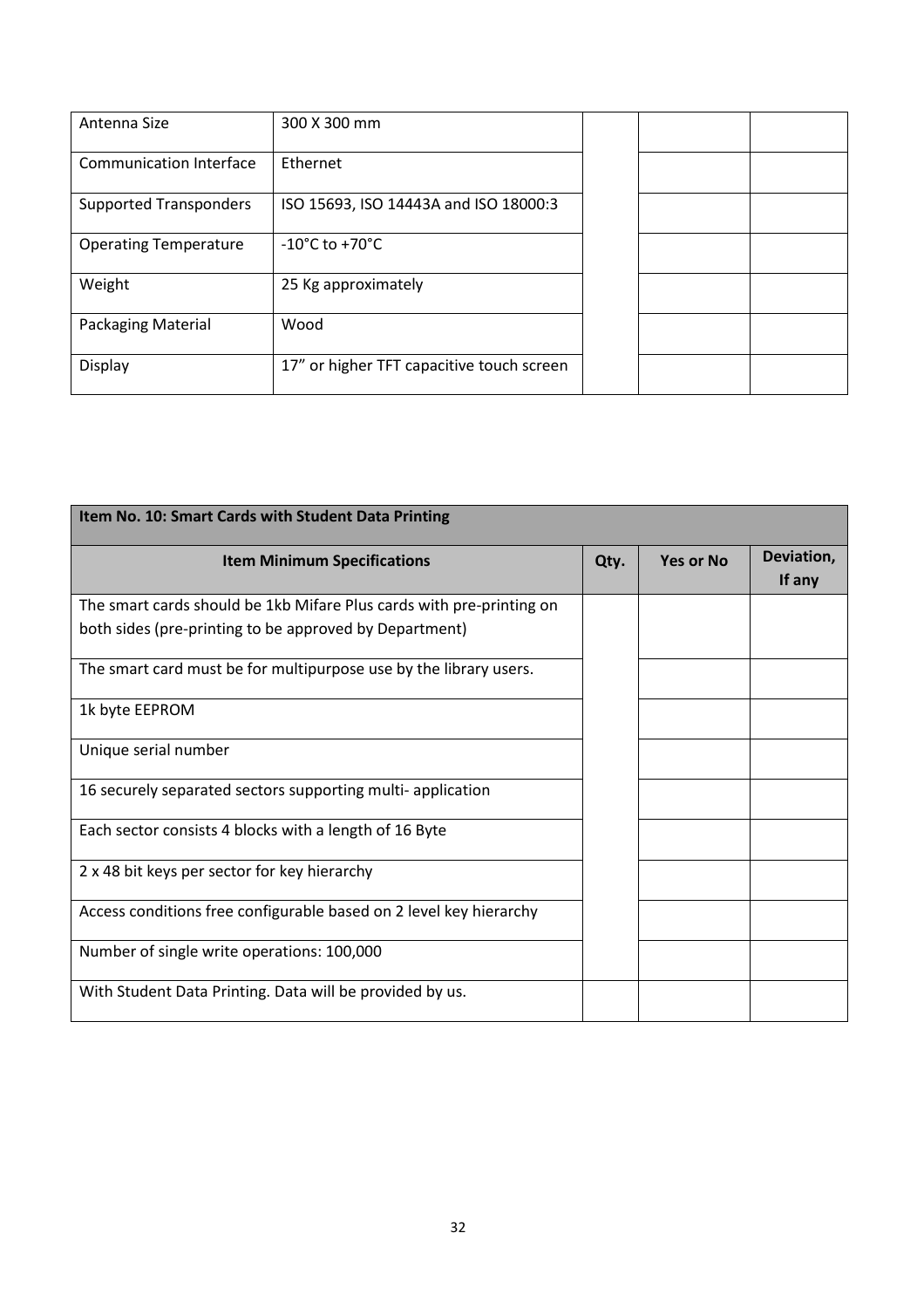| | | | | |
|---|---|---|---|---|
| Antenna Size | 300 X 300 mm | | | |
| Communication Interface | Ethernet | | | |
| Supported Transponders | ISO 15693, ISO 14443A and ISO 18000:3 | | | |
| Operating Temperature | -10°C to +70°C | | | |
| Weight | 25 Kg approximately | | | |
| Packaging Material | Wood | | | |
| Display | 17" or higher TFT capacitive touch screen | | | |

| **Item No. 10: Smart Cards with Student Data Printing** | | | |
|---|---|---|---|
| **Item Minimum Specifications** | **Qty.** | **Yes or No** | **Deviation, If any** |
| The smart cards should be 1kb Mifare Plus cards with pre-printing on both sides (pre-printing to be approved by Department) | | | |
| The smart card must be for multipurpose use by the library users. | | | |
| 1k byte EEPROM | | | |
| Unique serial number | | | |
| 16 securely separated sectors supporting multi- application | | | |
| Each sector consists 4 blocks with a length of 16 Byte | | | |
| 2 x 48 bit keys per sector for key hierarchy | | | |
| Access conditions free configurable based on 2 level key hierarchy | | | |
| Number of single write operations: 100,000 | | | |
| With Student Data Printing. Data will be provided by us. | | | |